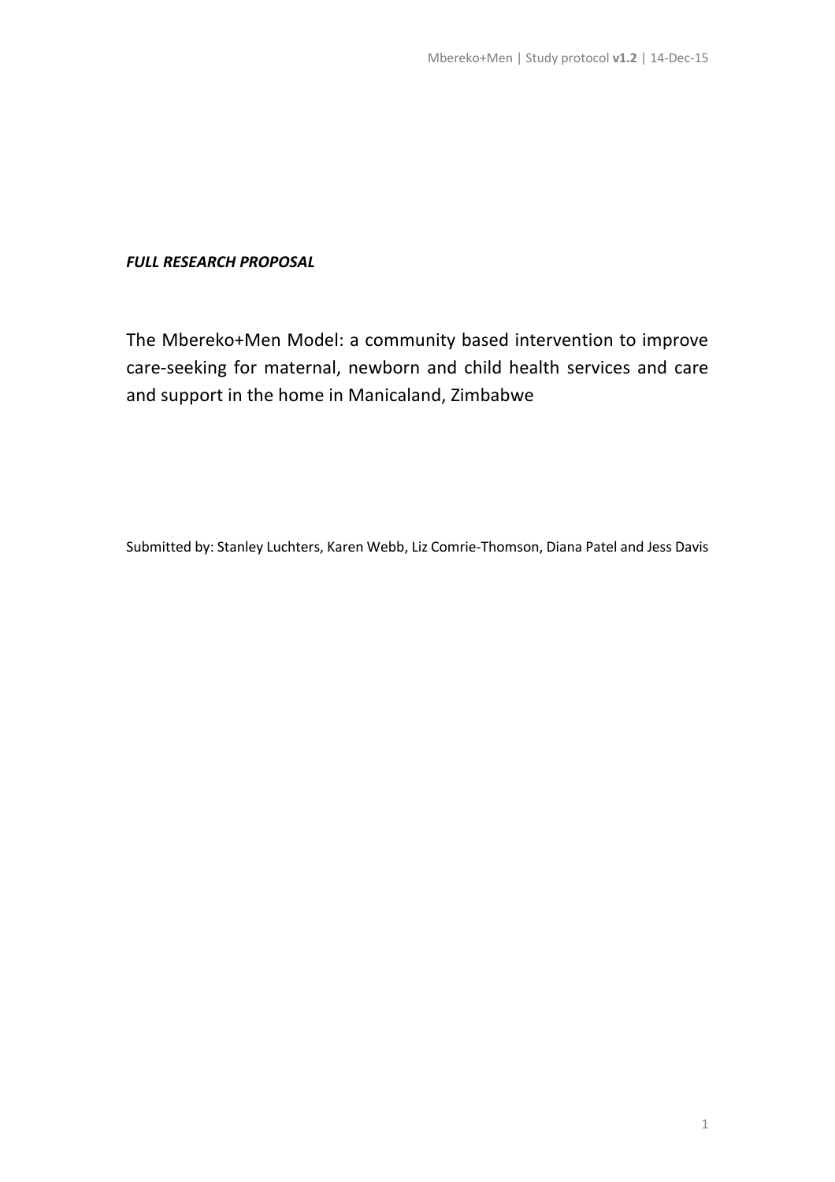***FULL RESEARCH PROPOSAL***

# The Mbereko+Men Model: a community based intervention to improve care-seeking for maternal, newborn and child health services and care and support in the home in Manicaland, Zimbabwe

Submitted by: Stanley Luchters, Karen Webb, Liz Comrie-Thomson, Diana Patel and Jess Davis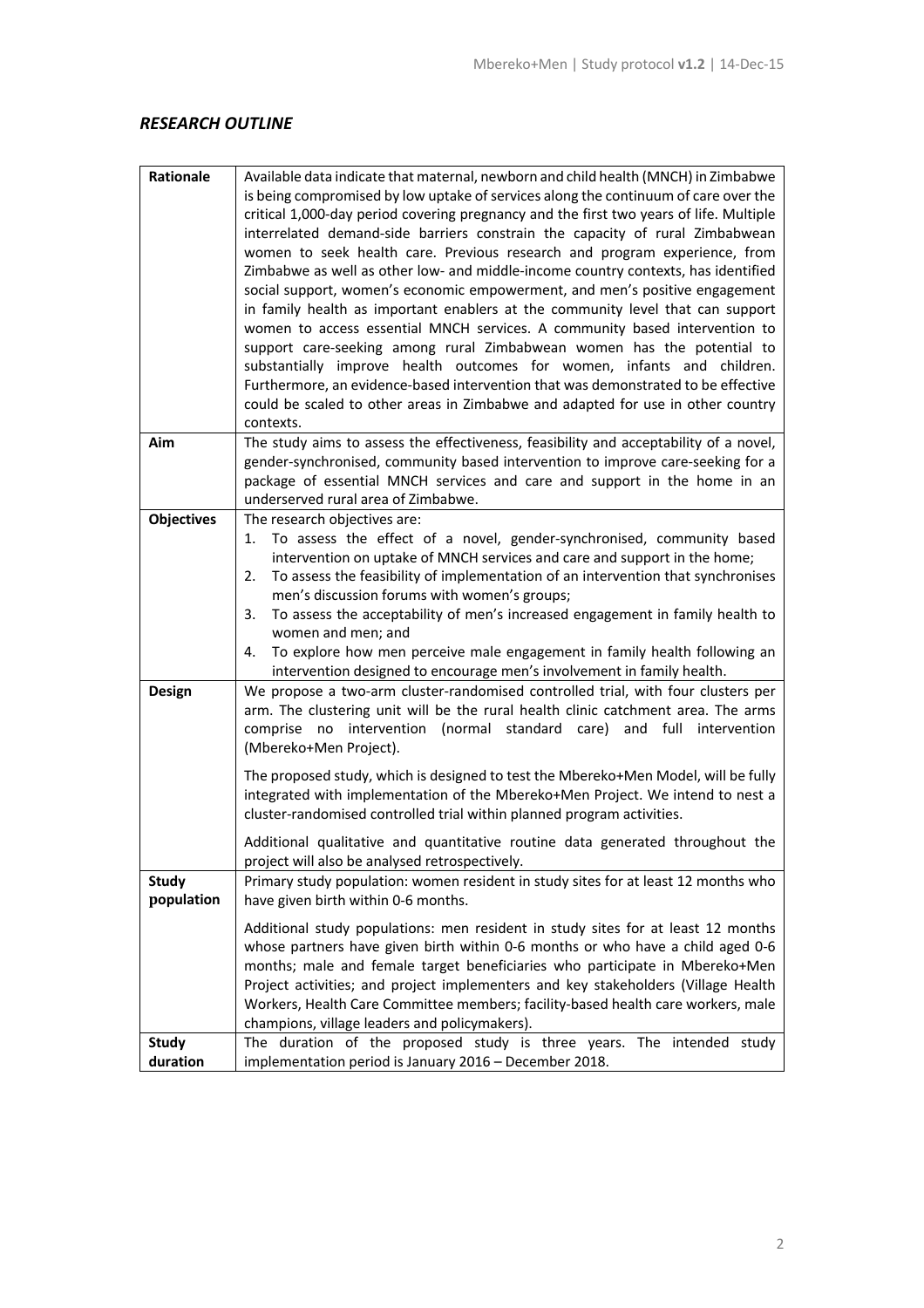## *RESEARCH OUTLINE*

| **Rationale** | Available data indicate that maternal, newborn and child health (MNCH) in Zimbabwe is being compromised by low uptake of services along the continuum of care over the critical 1,000-day period covering pregnancy and the first two years of life. Multiple interrelated demand-side barriers constrain the capacity of rural Zimbabwean women to seek health care. Previous research and program experience, from Zimbabwe as well as other low- and middle-income country contexts, has identified social support, women's economic empowerment, and men's positive engagement in family health as important enablers at the community level that can support women to access essential MNCH services. A community based intervention to support care-seeking among rural Zimbabwean women has the potential to substantially improve health outcomes for women, infants and children. Furthermore, an evidence-based intervention that was demonstrated to be effective could be scaled to other areas in Zimbabwe and adapted for use in other country contexts. |
|---|---|
| **Aim** | The study aims to assess the effectiveness, feasibility and acceptability of a novel, gender-synchronised, community based intervention to improve care-seeking for a package of essential MNCH services and care and support in the home in an underserved rural area of Zimbabwe. |
| **Objectives** | The research objectives are:<br>1. To assess the effect of a novel, gender-synchronised, community based intervention on uptake of MNCH services and care and support in the home;<br>2. To assess the feasibility of implementation of an intervention that synchronises men's discussion forums with women's groups;<br>3. To assess the acceptability of men's increased engagement in family health to women and men; and<br>4. To explore how men perceive male engagement in family health following an intervention designed to encourage men's involvement in family health. |
| **Design** | We propose a two-arm cluster-randomised controlled trial, with four clusters per arm. The clustering unit will be the rural health clinic catchment area. The arms comprise no intervention (normal standard care) and full intervention (Mbereko+Men Project).<br><br>The proposed study, which is designed to test the Mbereko+Men Model, will be fully integrated with implementation of the Mbereko+Men Project. We intend to nest a cluster-randomised controlled trial within planned program activities.<br><br>Additional qualitative and quantitative routine data generated throughout the project will also be analysed retrospectively. |
| **Study population** | Primary study population: women resident in study sites for at least 12 months who have given birth within 0-6 months.<br><br>Additional study populations: men resident in study sites for at least 12 months whose partners have given birth within 0-6 months or who have a child aged 0-6 months; male and female target beneficiaries who participate in Mbereko+Men Project activities; and project implementers and key stakeholders (Village Health Workers, Health Care Committee members; facility-based health care workers, male champions, village leaders and policymakers). |
| **Study duration** | The duration of the proposed study is three years. The intended study implementation period is January 2016 – December 2018. |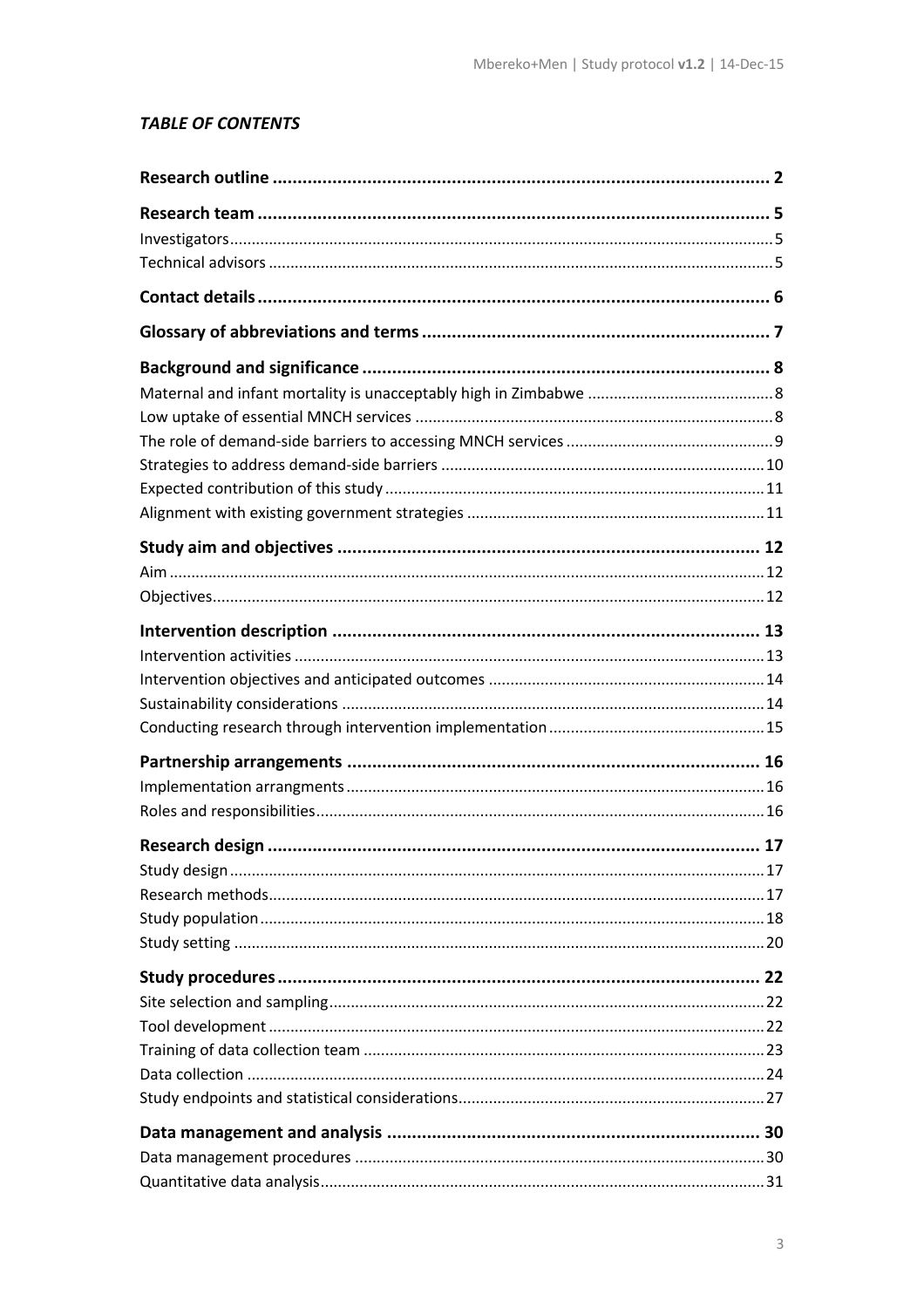***TABLE OF CONTENTS***

**Research outline** .......... **2**

**Research team** .......... **5**

Investigators .......... 5

Technical advisors .......... 5

**Contact details** .......... **6**

**Glossary of abbreviations and terms** .......... **7**

**Background and significance** .......... **8**

Maternal and infant mortality is unacceptably high in Zimbabwe .......... 8

Low uptake of essential MNCH services .......... 8

The role of demand-side barriers to accessing MNCH services .......... 9

Strategies to address demand-side barriers .......... 10

Expected contribution of this study .......... 11

Alignment with existing government strategies .......... 11

**Study aim and objectives** .......... **12**

Aim .......... 12

Objectives .......... 12

**Intervention description** .......... **13**

Intervention activities .......... 13

Intervention objectives and anticipated outcomes .......... 14

Sustainability considerations .......... 14

Conducting research through intervention implementation .......... 15

**Partnership arrangements** .......... **16**

Implementation arrangments .......... 16

Roles and responsibilities .......... 16

**Research design** .......... **17**

Study design .......... 17

Research methods .......... 17

Study population .......... 18

Study setting .......... 20

**Study procedures** .......... **22**

Site selection and sampling .......... 22

Tool development .......... 22

Training of data collection team .......... 23

Data collection .......... 24

Study endpoints and statistical considerations .......... 27

**Data management and analysis** .......... **30**

Data management procedures .......... 30

Quantitative data analysis .......... 31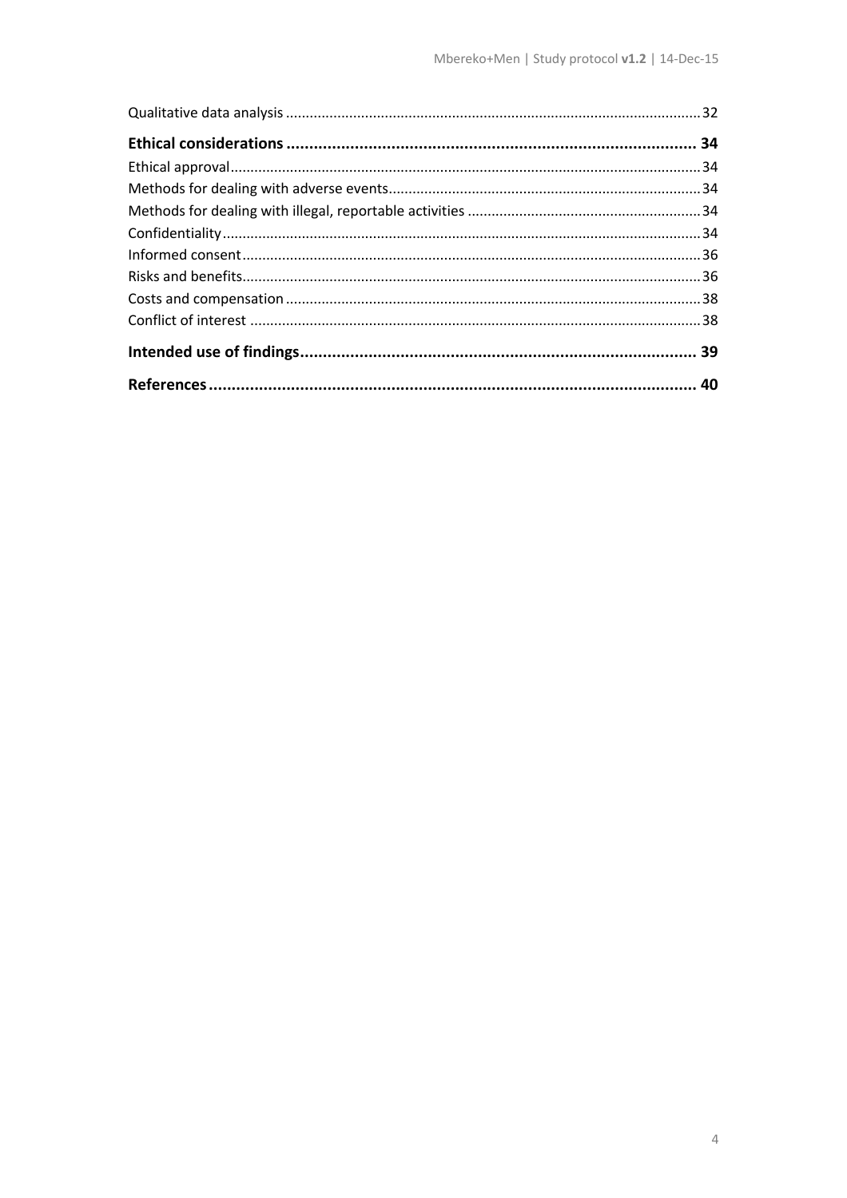Qualitative data analysis ........................................................................................................ 32

**Ethical considerations ......................................................................................... 34**

Ethical approval ...................................................................................................................... 34

Methods for dealing with adverse events .............................................................................. 34

Methods for dealing with illegal, reportable activities ........................................................... 34

Confidentiality ........................................................................................................................ 34

Informed consent ................................................................................................................... 36

Risks and benefits ................................................................................................................... 36

Costs and compensation ........................................................................................................ 38

Conflict of interest ................................................................................................................. 38

**Intended use of findings ....................................................................................... 39**

**References ........................................................................................................... 40**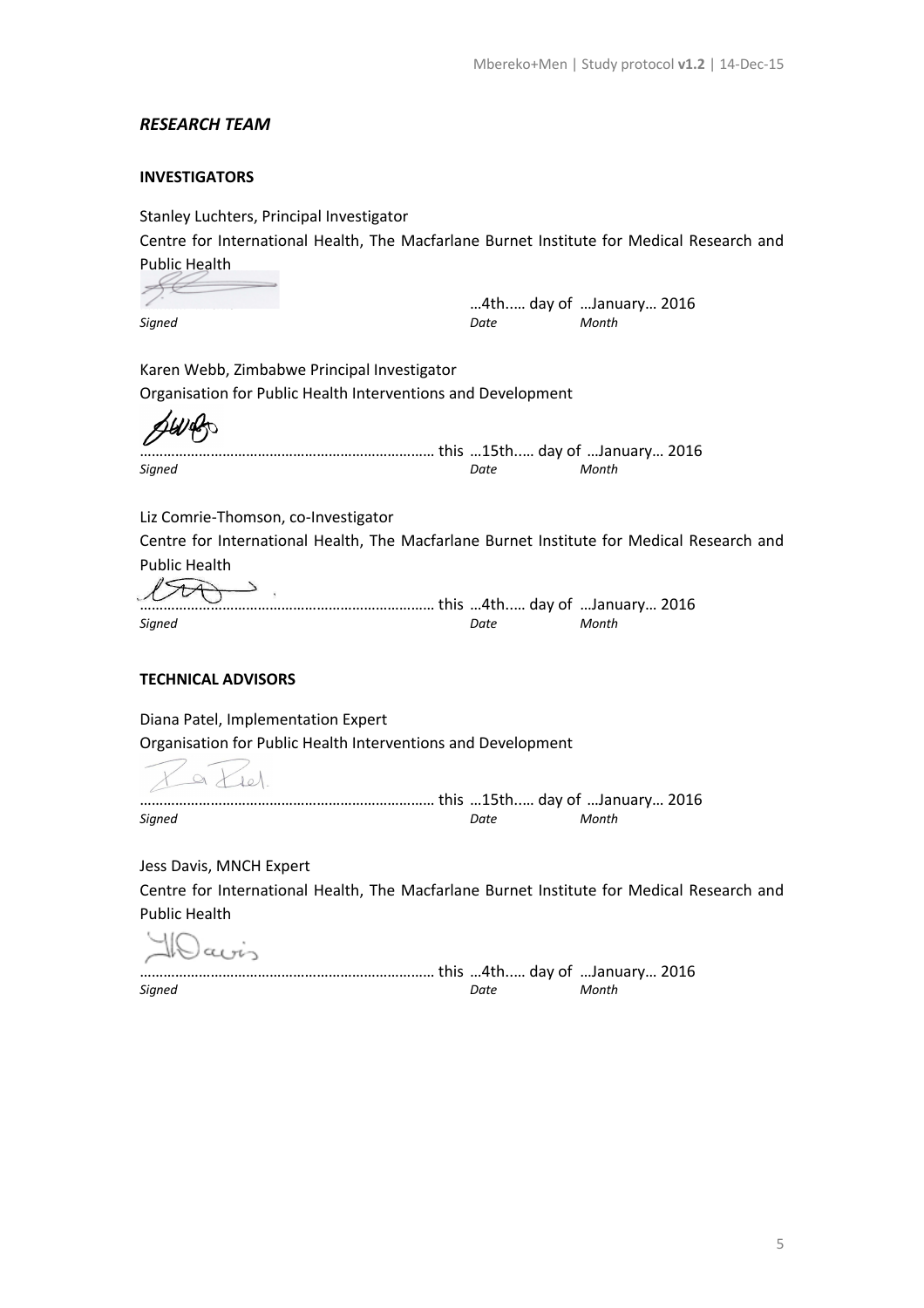## *RESEARCH TEAM*

### INVESTIGATORS

Stanley Luchters, Principal Investigator

Centre for International Health, The Macfarlane Burnet Institute for Medical Research and Public Health

…4th..… day of …January… 2016

*Signed* *Date* *Month*

Karen Webb, Zimbabwe Principal Investigator

Organisation for Public Health Interventions and Development

……………………………………………………………… this …15th..… day of …January… 2016

*Signed* *Date* *Month*

Liz Comrie-Thomson, co-Investigator

Centre for International Health, The Macfarlane Burnet Institute for Medical Research and Public Health

……………………………………………………………… this …4th..… day of …January… 2016

*Signed* *Date* *Month*

### TECHNICAL ADVISORS

Diana Patel, Implementation Expert

Organisation for Public Health Interventions and Development

……………………………………………………………… this …15th..… day of …January… 2016

*Signed* *Date* *Month*

Jess Davis, MNCH Expert

Centre for International Health, The Macfarlane Burnet Institute for Medical Research and Public Health

……………………………………………………………… this …4th..… day of …January… 2016

*Signed* *Date* *Month*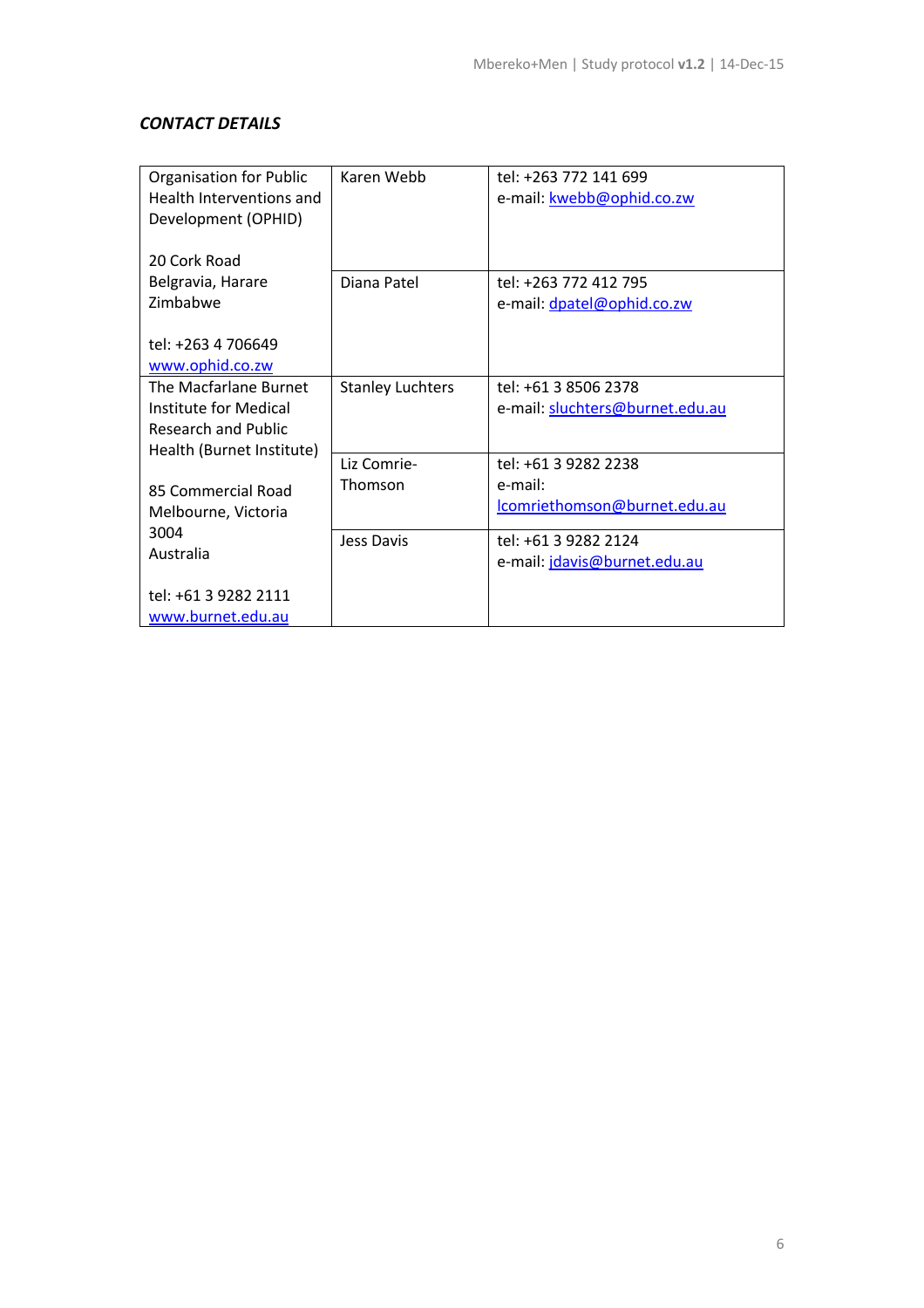***CONTACT DETAILS***

| | | |
|---|---|---|
| Organisation for Public Health Interventions and Development (OPHID)<br><br>20 Cork Road<br>Belgravia, Harare<br>Zimbabwe<br><br>tel: +263 4 706649<br>www.ophid.co.zw | Karen Webb | tel: +263 772 141 699<br>e-mail: kwebb@ophid.co.zw |
| | Diana Patel | tel: +263 772 412 795<br>e-mail: dpatel@ophid.co.zw |
| The Macfarlane Burnet Institute for Medical Research and Public Health (Burnet Institute)<br><br>85 Commercial Road<br>Melbourne, Victoria<br>3004<br>Australia<br><br>tel: +61 3 9282 2111<br>www.burnet.edu.au | Stanley Luchters | tel: +61 3 8506 2378<br>e-mail: sluchters@burnet.edu.au |
| | Liz Comrie-Thomson | tel: +61 3 9282 2238<br>e-mail:<br>lcomriethomson@burnet.edu.au |
| | Jess Davis | tel: +61 3 9282 2124<br>e-mail: jdavis@burnet.edu.au |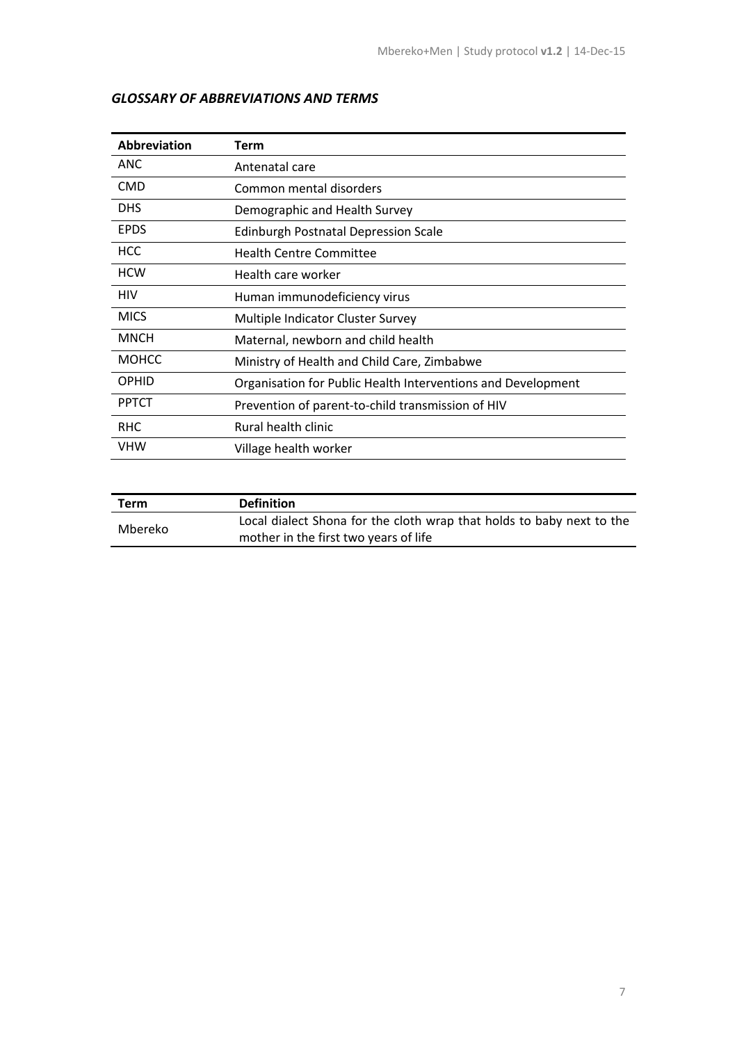## *GLOSSARY OF ABBREVIATIONS AND TERMS*

| Abbreviation | Term |
|---|---|
| ANC | Antenatal care |
| CMD | Common mental disorders |
| DHS | Demographic and Health Survey |
| EPDS | Edinburgh Postnatal Depression Scale |
| HCC | Health Centre Committee |
| HCW | Health care worker |
| HIV | Human immunodeficiency virus |
| MICS | Multiple Indicator Cluster Survey |
| MNCH | Maternal, newborn and child health |
| MOHCC | Ministry of Health and Child Care, Zimbabwe |
| OPHID | Organisation for Public Health Interventions and Development |
| PPTCT | Prevention of parent-to-child transmission of HIV |
| RHC | Rural health clinic |
| VHW | Village health worker |

| Term | Definition |
|---|---|
| Mbereko | Local dialect Shona for the cloth wrap that holds to baby next to the mother in the first two years of life |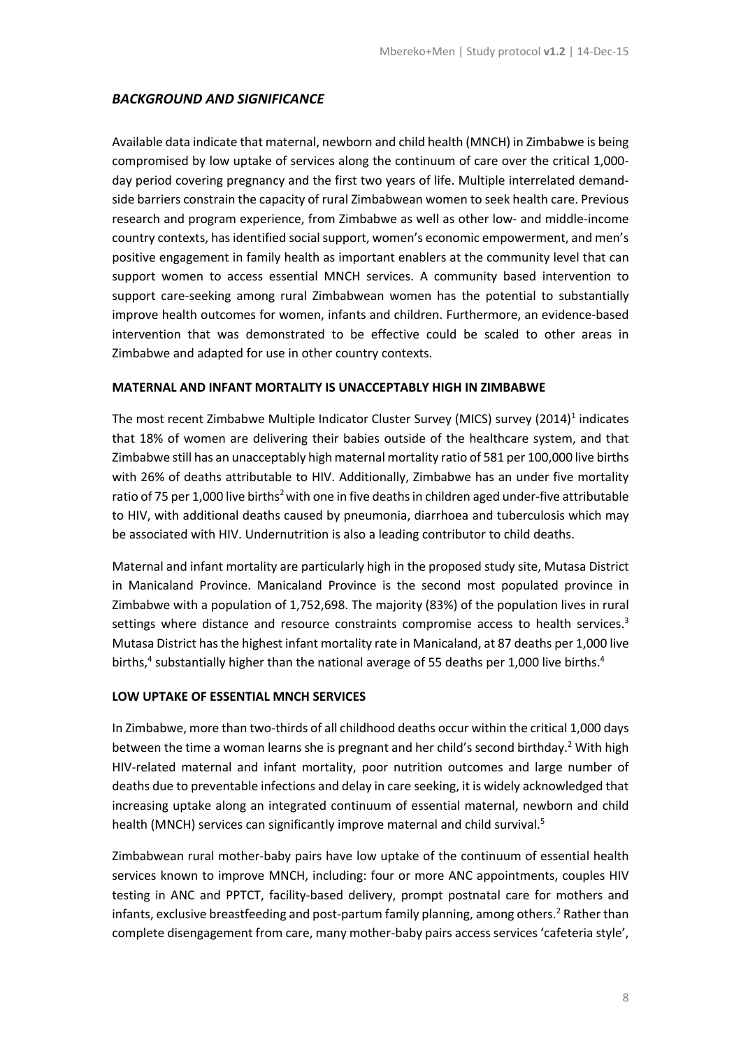## *BACKGROUND AND SIGNIFICANCE*

Available data indicate that maternal, newborn and child health (MNCH) in Zimbabwe is being compromised by low uptake of services along the continuum of care over the critical 1,000-day period covering pregnancy and the first two years of life. Multiple interrelated demand-side barriers constrain the capacity of rural Zimbabwean women to seek health care. Previous research and program experience, from Zimbabwe as well as other low- and middle-income country contexts, has identified social support, women's economic empowerment, and men's positive engagement in family health as important enablers at the community level that can support women to access essential MNCH services. A community based intervention to support care-seeking among rural Zimbabwean women has the potential to substantially improve health outcomes for women, infants and children. Furthermore, an evidence-based intervention that was demonstrated to be effective could be scaled to other areas in Zimbabwe and adapted for use in other country contexts.

### MATERNAL AND INFANT MORTALITY IS UNACCEPTABLY HIGH IN ZIMBABWE

The most recent Zimbabwe Multiple Indicator Cluster Survey (MICS) survey (2014)[1] indicates that 18% of women are delivering their babies outside of the healthcare system, and that Zimbabwe still has an unacceptably high maternal mortality ratio of 581 per 100,000 live births with 26% of deaths attributable to HIV. Additionally, Zimbabwe has an under five mortality ratio of 75 per 1,000 live births[2] with one in five deaths in children aged under-five attributable to HIV, with additional deaths caused by pneumonia, diarrhoea and tuberculosis which may be associated with HIV. Undernutrition is also a leading contributor to child deaths.

Maternal and infant mortality are particularly high in the proposed study site, Mutasa District in Manicaland Province. Manicaland Province is the second most populated province in Zimbabwe with a population of 1,752,698. The majority (83%) of the population lives in rural settings where distance and resource constraints compromise access to health services.[3] Mutasa District has the highest infant mortality rate in Manicaland, at 87 deaths per 1,000 live births,[4] substantially higher than the national average of 55 deaths per 1,000 live births.[4]

### LOW UPTAKE OF ESSENTIAL MNCH SERVICES

In Zimbabwe, more than two-thirds of all childhood deaths occur within the critical 1,000 days between the time a woman learns she is pregnant and her child's second birthday.[2] With high HIV-related maternal and infant mortality, poor nutrition outcomes and large number of deaths due to preventable infections and delay in care seeking, it is widely acknowledged that increasing uptake along an integrated continuum of essential maternal, newborn and child health (MNCH) services can significantly improve maternal and child survival.[5]

Zimbabwean rural mother-baby pairs have low uptake of the continuum of essential health services known to improve MNCH, including: four or more ANC appointments, couples HIV testing in ANC and PPTCT, facility-based delivery, prompt postnatal care for mothers and infants, exclusive breastfeeding and post-partum family planning, among others.[2] Rather than complete disengagement from care, many mother-baby pairs access services 'cafeteria style',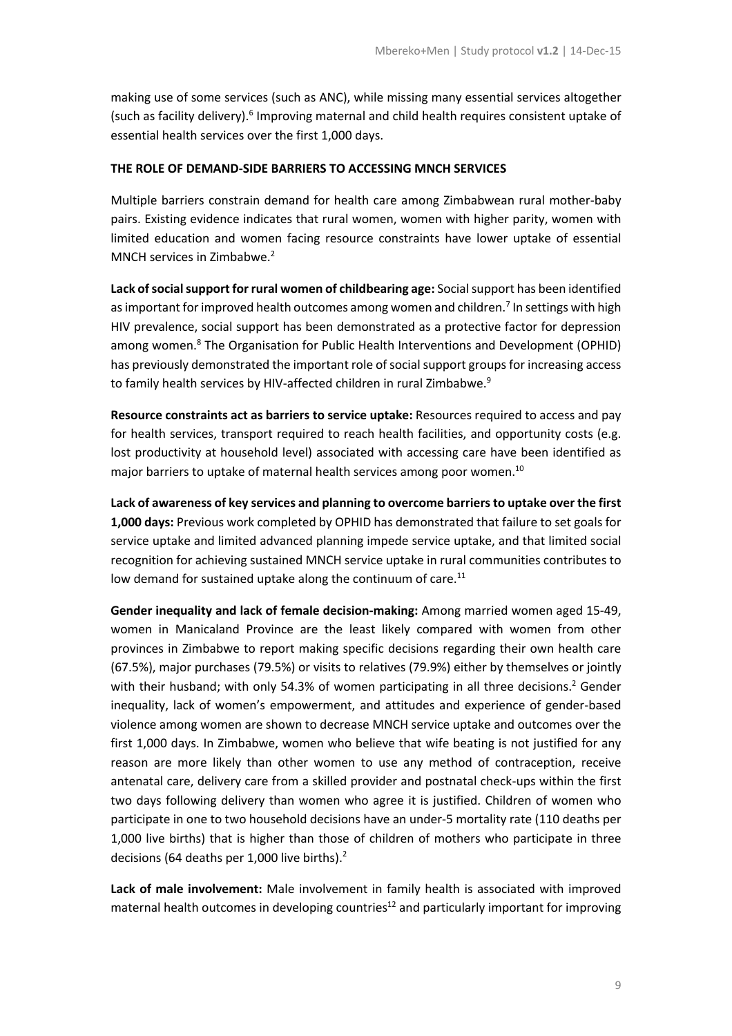making use of some services (such as ANC), while missing many essential services altogether (such as facility delivery).[6] Improving maternal and child health requires consistent uptake of essential health services over the first 1,000 days.

**THE ROLE OF DEMAND-SIDE BARRIERS TO ACCESSING MNCH SERVICES**

Multiple barriers constrain demand for health care among Zimbabwean rural mother-baby pairs. Existing evidence indicates that rural women, women with higher parity, women with limited education and women facing resource constraints have lower uptake of essential MNCH services in Zimbabwe.[2]

**Lack of social support for rural women of childbearing age:** Social support has been identified as important for improved health outcomes among women and children.[7] In settings with high HIV prevalence, social support has been demonstrated as a protective factor for depression among women.[8] The Organisation for Public Health Interventions and Development (OPHID) has previously demonstrated the important role of social support groups for increasing access to family health services by HIV-affected children in rural Zimbabwe.[9]

**Resource constraints act as barriers to service uptake:** Resources required to access and pay for health services, transport required to reach health facilities, and opportunity costs (e.g. lost productivity at household level) associated with accessing care have been identified as major barriers to uptake of maternal health services among poor women.[10]

**Lack of awareness of key services and planning to overcome barriers to uptake over the first 1,000 days:** Previous work completed by OPHID has demonstrated that failure to set goals for service uptake and limited advanced planning impede service uptake, and that limited social recognition for achieving sustained MNCH service uptake in rural communities contributes to low demand for sustained uptake along the continuum of care.[11]

**Gender inequality and lack of female decision-making:** Among married women aged 15-49, women in Manicaland Province are the least likely compared with women from other provinces in Zimbabwe to report making specific decisions regarding their own health care (67.5%), major purchases (79.5%) or visits to relatives (79.9%) either by themselves or jointly with their husband; with only 54.3% of women participating in all three decisions.[2] Gender inequality, lack of women's empowerment, and attitudes and experience of gender-based violence among women are shown to decrease MNCH service uptake and outcomes over the first 1,000 days. In Zimbabwe, women who believe that wife beating is not justified for any reason are more likely than other women to use any method of contraception, receive antenatal care, delivery care from a skilled provider and postnatal check-ups within the first two days following delivery than women who agree it is justified. Children of women who participate in one to two household decisions have an under-5 mortality rate (110 deaths per 1,000 live births) that is higher than those of children of mothers who participate in three decisions (64 deaths per 1,000 live births).[2]

**Lack of male involvement:** Male involvement in family health is associated with improved maternal health outcomes in developing countries[12] and particularly important for improving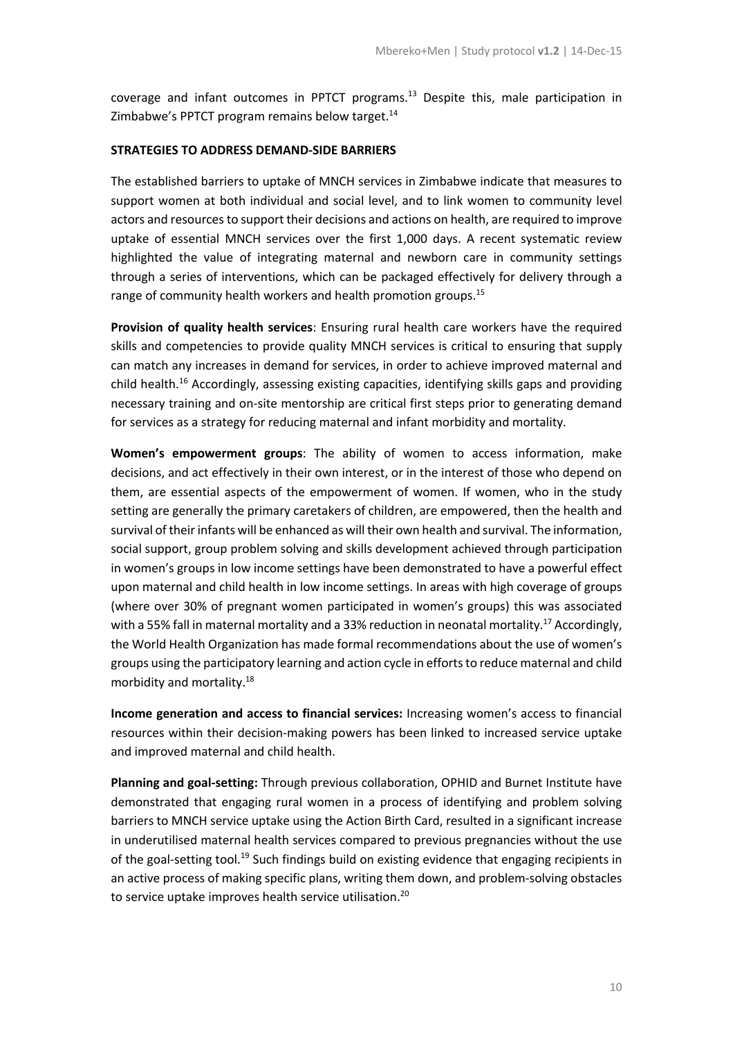coverage and infant outcomes in PPTCT programs.[13] Despite this, male participation in Zimbabwe's PPTCT program remains below target.[14]

## STRATEGIES TO ADDRESS DEMAND-SIDE BARRIERS

The established barriers to uptake of MNCH services in Zimbabwe indicate that measures to support women at both individual and social level, and to link women to community level actors and resources to support their decisions and actions on health, are required to improve uptake of essential MNCH services over the first 1,000 days. A recent systematic review highlighted the value of integrating maternal and newborn care in community settings through a series of interventions, which can be packaged effectively for delivery through a range of community health workers and health promotion groups.[15]

**Provision of quality health services**: Ensuring rural health care workers have the required skills and competencies to provide quality MNCH services is critical to ensuring that supply can match any increases in demand for services, in order to achieve improved maternal and child health.[16] Accordingly, assessing existing capacities, identifying skills gaps and providing necessary training and on-site mentorship are critical first steps prior to generating demand for services as a strategy for reducing maternal and infant morbidity and mortality.

**Women's empowerment groups**: The ability of women to access information, make decisions, and act effectively in their own interest, or in the interest of those who depend on them, are essential aspects of the empowerment of women. If women, who in the study setting are generally the primary caretakers of children, are empowered, then the health and survival of their infants will be enhanced as will their own health and survival. The information, social support, group problem solving and skills development achieved through participation in women's groups in low income settings have been demonstrated to have a powerful effect upon maternal and child health in low income settings. In areas with high coverage of groups (where over 30% of pregnant women participated in women's groups) this was associated with a 55% fall in maternal mortality and a 33% reduction in neonatal mortality.[17] Accordingly, the World Health Organization has made formal recommendations about the use of women's groups using the participatory learning and action cycle in efforts to reduce maternal and child morbidity and mortality.[18]

**Income generation and access to financial services:** Increasing women's access to financial resources within their decision-making powers has been linked to increased service uptake and improved maternal and child health.

**Planning and goal-setting:** Through previous collaboration, OPHID and Burnet Institute have demonstrated that engaging rural women in a process of identifying and problem solving barriers to MNCH service uptake using the Action Birth Card, resulted in a significant increase in underutilised maternal health services compared to previous pregnancies without the use of the goal-setting tool.[19] Such findings build on existing evidence that engaging recipients in an active process of making specific plans, writing them down, and problem-solving obstacles to service uptake improves health service utilisation.[20]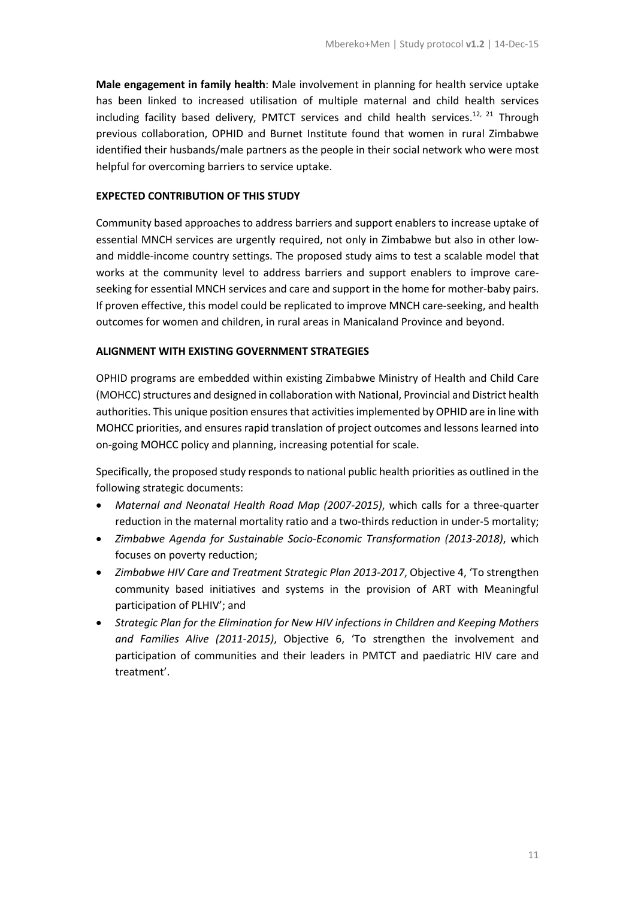**Male engagement in family health**: Male involvement in planning for health service uptake has been linked to increased utilisation of multiple maternal and child health services including facility based delivery, PMTCT services and child health services.[12, 21] Through previous collaboration, OPHID and Burnet Institute found that women in rural Zimbabwe identified their husbands/male partners as the people in their social network who were most helpful for overcoming barriers to service uptake.

## EXPECTED CONTRIBUTION OF THIS STUDY

Community based approaches to address barriers and support enablers to increase uptake of essential MNCH services are urgently required, not only in Zimbabwe but also in other low- and middle-income country settings. The proposed study aims to test a scalable model that works at the community level to address barriers and support enablers to improve care-seeking for essential MNCH services and care and support in the home for mother-baby pairs. If proven effective, this model could be replicated to improve MNCH care-seeking, and health outcomes for women and children, in rural areas in Manicaland Province and beyond.

## ALIGNMENT WITH EXISTING GOVERNMENT STRATEGIES

OPHID programs are embedded within existing Zimbabwe Ministry of Health and Child Care (MOHCC) structures and designed in collaboration with National, Provincial and District health authorities. This unique position ensures that activities implemented by OPHID are in line with MOHCC priorities, and ensures rapid translation of project outcomes and lessons learned into on-going MOHCC policy and planning, increasing potential for scale.

Specifically, the proposed study responds to national public health priorities as outlined in the following strategic documents:

- *Maternal and Neonatal Health Road Map (2007-2015)*, which calls for a three-quarter reduction in the maternal mortality ratio and a two-thirds reduction in under-5 mortality;
- *Zimbabwe Agenda for Sustainable Socio-Economic Transformation (2013-2018)*, which focuses on poverty reduction;
- *Zimbabwe HIV Care and Treatment Strategic Plan 2013-2017*, Objective 4, 'To strengthen community based initiatives and systems in the provision of ART with Meaningful participation of PLHIV'; and
- *Strategic Plan for the Elimination for New HIV infections in Children and Keeping Mothers and Families Alive (2011-2015)*, Objective 6, 'To strengthen the involvement and participation of communities and their leaders in PMTCT and paediatric HIV care and treatment'.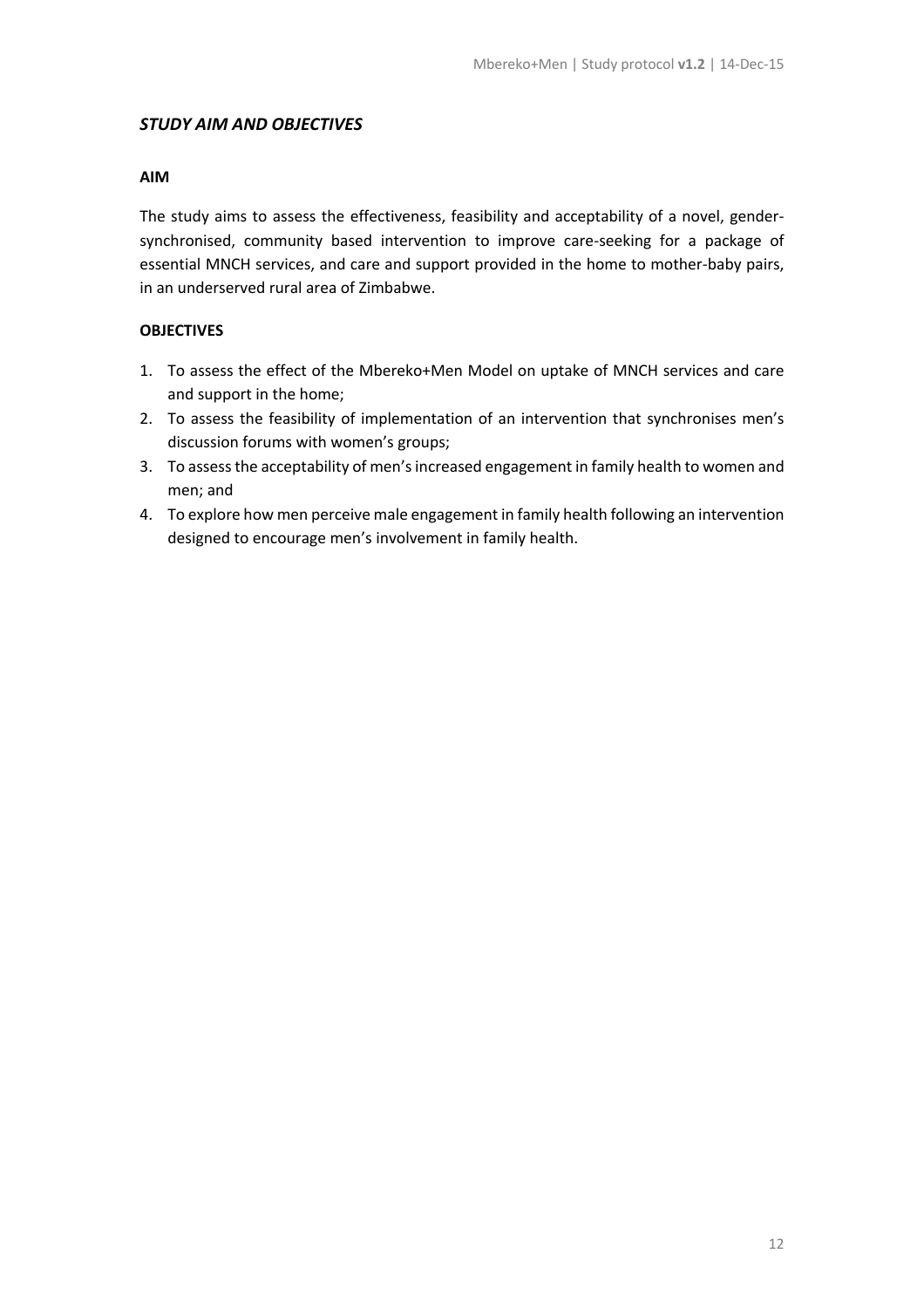## *STUDY AIM AND OBJECTIVES*

### AIM

The study aims to assess the effectiveness, feasibility and acceptability of a novel, gender-synchronised, community based intervention to improve care-seeking for a package of essential MNCH services, and care and support provided in the home to mother-baby pairs, in an underserved rural area of Zimbabwe.

### OBJECTIVES

1. To assess the effect of the Mbereko+Men Model on uptake of MNCH services and care and support in the home;
2. To assess the feasibility of implementation of an intervention that synchronises men's discussion forums with women's groups;
3. To assess the acceptability of men's increased engagement in family health to women and men; and
4. To explore how men perceive male engagement in family health following an intervention designed to encourage men's involvement in family health.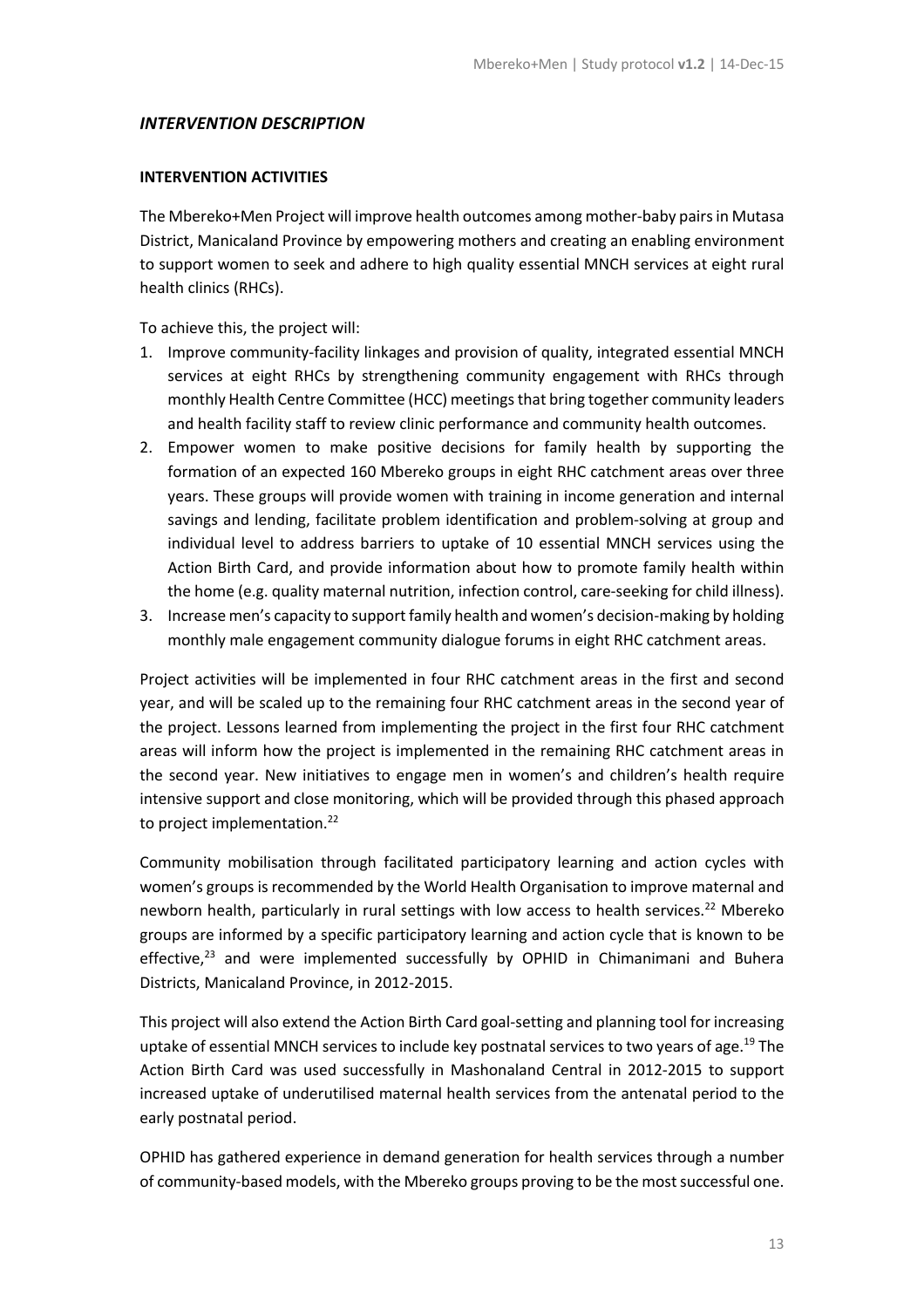## *INTERVENTION DESCRIPTION*

### INTERVENTION ACTIVITIES

The Mbereko+Men Project will improve health outcomes among mother-baby pairs in Mutasa District, Manicaland Province by empowering mothers and creating an enabling environment to support women to seek and adhere to high quality essential MNCH services at eight rural health clinics (RHCs).

To achieve this, the project will:

1. Improve community-facility linkages and provision of quality, integrated essential MNCH services at eight RHCs by strengthening community engagement with RHCs through monthly Health Centre Committee (HCC) meetings that bring together community leaders and health facility staff to review clinic performance and community health outcomes.
2. Empower women to make positive decisions for family health by supporting the formation of an expected 160 Mbereko groups in eight RHC catchment areas over three years. These groups will provide women with training in income generation and internal savings and lending, facilitate problem identification and problem-solving at group and individual level to address barriers to uptake of 10 essential MNCH services using the Action Birth Card, and provide information about how to promote family health within the home (e.g. quality maternal nutrition, infection control, care-seeking for child illness).
3. Increase men's capacity to support family health and women's decision-making by holding monthly male engagement community dialogue forums in eight RHC catchment areas.

Project activities will be implemented in four RHC catchment areas in the first and second year, and will be scaled up to the remaining four RHC catchment areas in the second year of the project. Lessons learned from implementing the project in the first four RHC catchment areas will inform how the project is implemented in the remaining RHC catchment areas in the second year. New initiatives to engage men in women's and children's health require intensive support and close monitoring, which will be provided through this phased approach to project implementation.[22]

Community mobilisation through facilitated participatory learning and action cycles with women's groups is recommended by the World Health Organisation to improve maternal and newborn health, particularly in rural settings with low access to health services.[22] Mbereko groups are informed by a specific participatory learning and action cycle that is known to be effective,[23] and were implemented successfully by OPHID in Chimanimani and Buhera Districts, Manicaland Province, in 2012-2015.

This project will also extend the Action Birth Card goal-setting and planning tool for increasing uptake of essential MNCH services to include key postnatal services to two years of age.[19] The Action Birth Card was used successfully in Mashonaland Central in 2012-2015 to support increased uptake of underutilised maternal health services from the antenatal period to the early postnatal period.

OPHID has gathered experience in demand generation for health services through a number of community-based models, with the Mbereko groups proving to be the most successful one.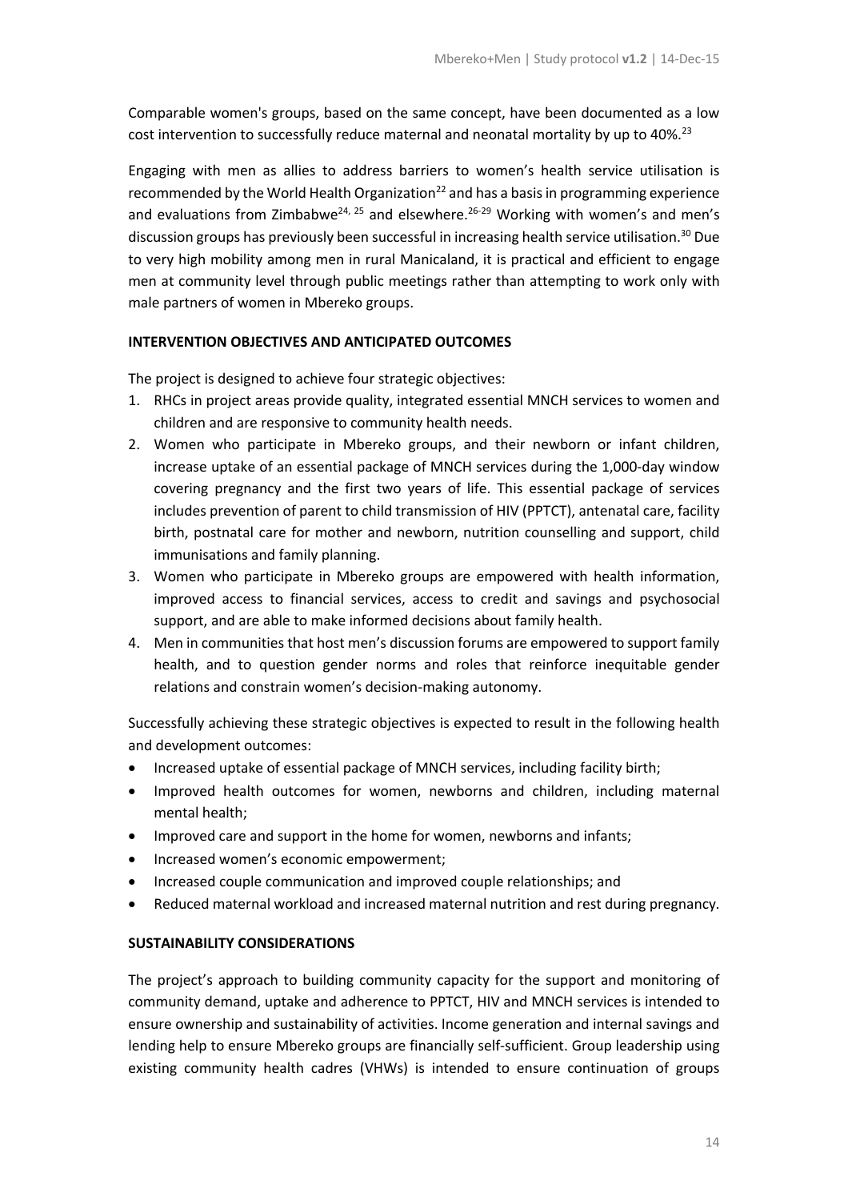Comparable women's groups, based on the same concept, have been documented as a low cost intervention to successfully reduce maternal and neonatal mortality by up to 40%.[23]

Engaging with men as allies to address barriers to women's health service utilisation is recommended by the World Health Organization[22] and has a basis in programming experience and evaluations from Zimbabwe[24, 25] and elsewhere.[26-29] Working with women's and men's discussion groups has previously been successful in increasing health service utilisation.[30] Due to very high mobility among men in rural Manicaland, it is practical and efficient to engage men at community level through public meetings rather than attempting to work only with male partners of women in Mbereko groups.

**INTERVENTION OBJECTIVES AND ANTICIPATED OUTCOMES**

The project is designed to achieve four strategic objectives:

1. RHCs in project areas provide quality, integrated essential MNCH services to women and children and are responsive to community health needs.
2. Women who participate in Mbereko groups, and their newborn or infant children, increase uptake of an essential package of MNCH services during the 1,000-day window covering pregnancy and the first two years of life. This essential package of services includes prevention of parent to child transmission of HIV (PPTCT), antenatal care, facility birth, postnatal care for mother and newborn, nutrition counselling and support, child immunisations and family planning.
3. Women who participate in Mbereko groups are empowered with health information, improved access to financial services, access to credit and savings and psychosocial support, and are able to make informed decisions about family health.
4. Men in communities that host men's discussion forums are empowered to support family health, and to question gender norms and roles that reinforce inequitable gender relations and constrain women's decision-making autonomy.

Successfully achieving these strategic objectives is expected to result in the following health and development outcomes:

- Increased uptake of essential package of MNCH services, including facility birth;
- Improved health outcomes for women, newborns and children, including maternal mental health;
- Improved care and support in the home for women, newborns and infants;
- Increased women's economic empowerment;
- Increased couple communication and improved couple relationships; and
- Reduced maternal workload and increased maternal nutrition and rest during pregnancy.

**SUSTAINABILITY CONSIDERATIONS**

The project's approach to building community capacity for the support and monitoring of community demand, uptake and adherence to PPTCT, HIV and MNCH services is intended to ensure ownership and sustainability of activities. Income generation and internal savings and lending help to ensure Mbereko groups are financially self-sufficient. Group leadership using existing community health cadres (VHWs) is intended to ensure continuation of groups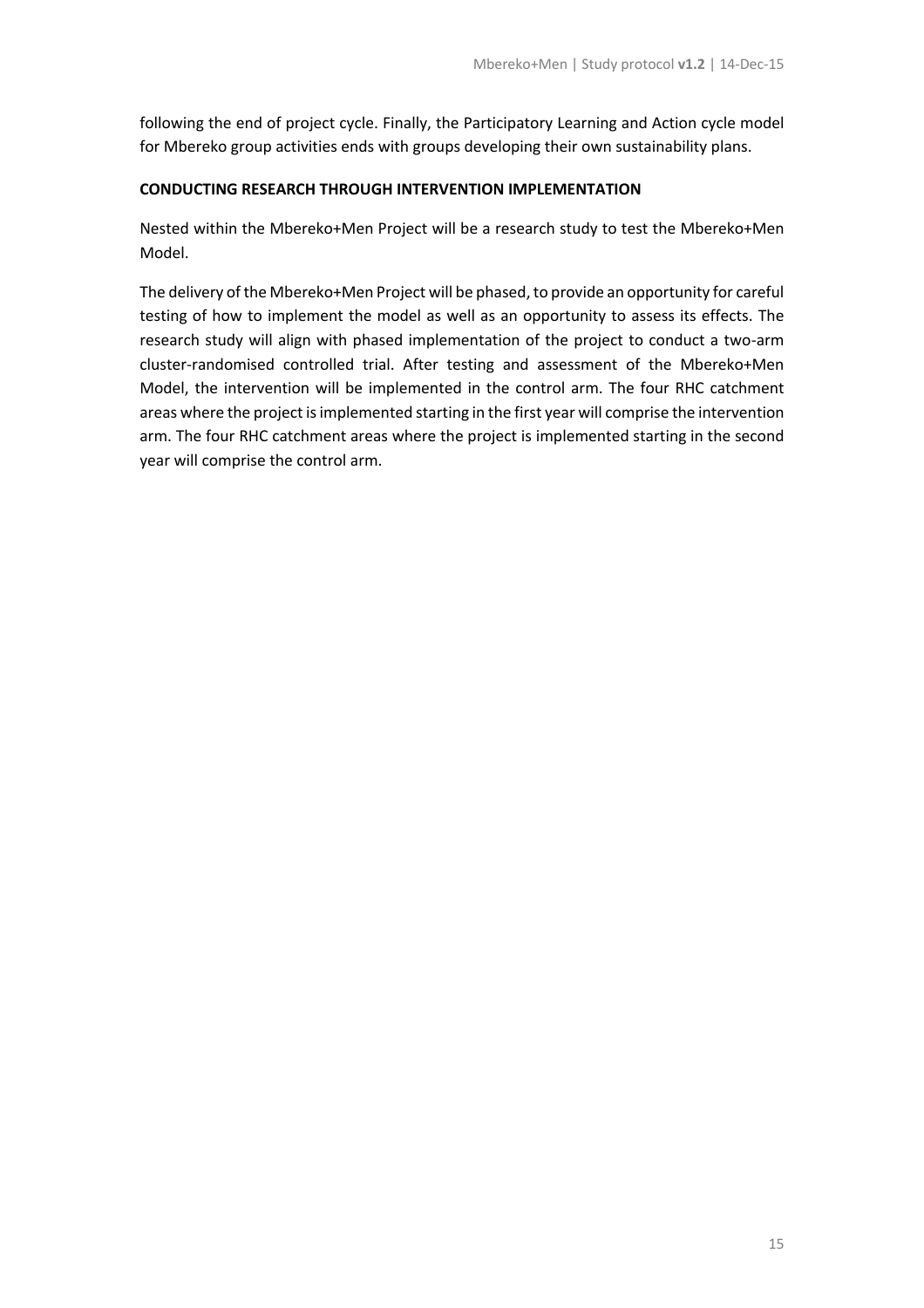following the end of project cycle. Finally, the Participatory Learning and Action cycle model for Mbereko group activities ends with groups developing their own sustainability plans.

**CONDUCTING RESEARCH THROUGH INTERVENTION IMPLEMENTATION**

Nested within the Mbereko+Men Project will be a research study to test the Mbereko+Men Model.

The delivery of the Mbereko+Men Project will be phased, to provide an opportunity for careful testing of how to implement the model as well as an opportunity to assess its effects. The research study will align with phased implementation of the project to conduct a two-arm cluster-randomised controlled trial. After testing and assessment of the Mbereko+Men Model, the intervention will be implemented in the control arm. The four RHC catchment areas where the project is implemented starting in the first year will comprise the intervention arm. The four RHC catchment areas where the project is implemented starting in the second year will comprise the control arm.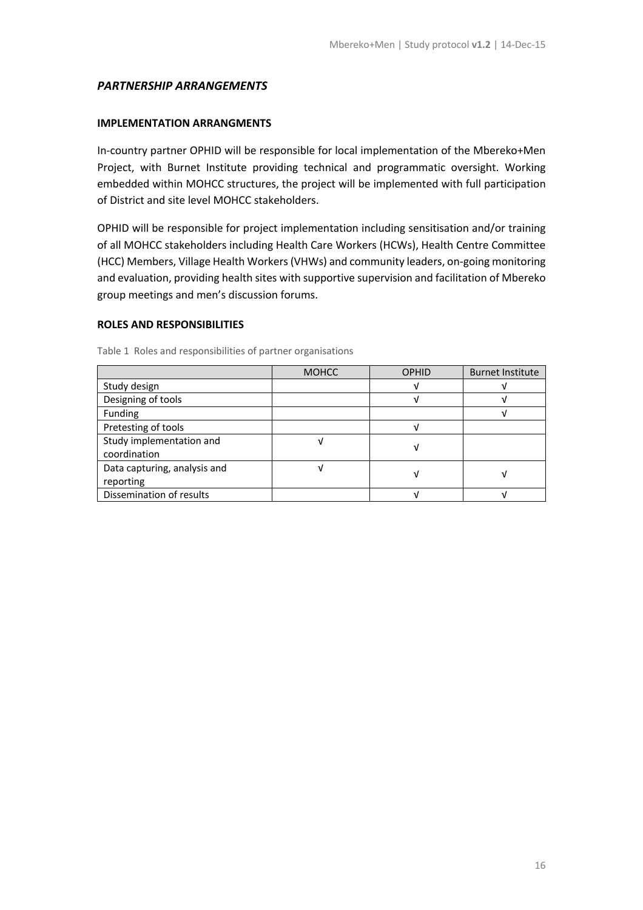## *PARTNERSHIP ARRANGEMENTS*

### IMPLEMENTATION ARRANGMENTS

In-country partner OPHID will be responsible for local implementation of the Mbereko+Men Project, with Burnet Institute providing technical and programmatic oversight. Working embedded within MOHCC structures, the project will be implemented with full participation of District and site level MOHCC stakeholders.

OPHID will be responsible for project implementation including sensitisation and/or training of all MOHCC stakeholders including Health Care Workers (HCWs), Health Centre Committee (HCC) Members, Village Health Workers (VHWs) and community leaders, on-going monitoring and evaluation, providing health sites with supportive supervision and facilitation of Mbereko group meetings and men's discussion forums.

### ROLES AND RESPONSIBILITIES

Table 1 Roles and responsibilities of partner organisations

| | MOHCC | OPHID | Burnet Institute |
|---|---|---|---|
| Study design | | √ | √ |
| Designing of tools | | √ | √ |
| Funding | | | √ |
| Pretesting of tools | | √ | |
| Study implementation and coordination | √ | √ | |
| Data capturing, analysis and reporting | √ | √ | √ |
| Dissemination of results | | √ | √ |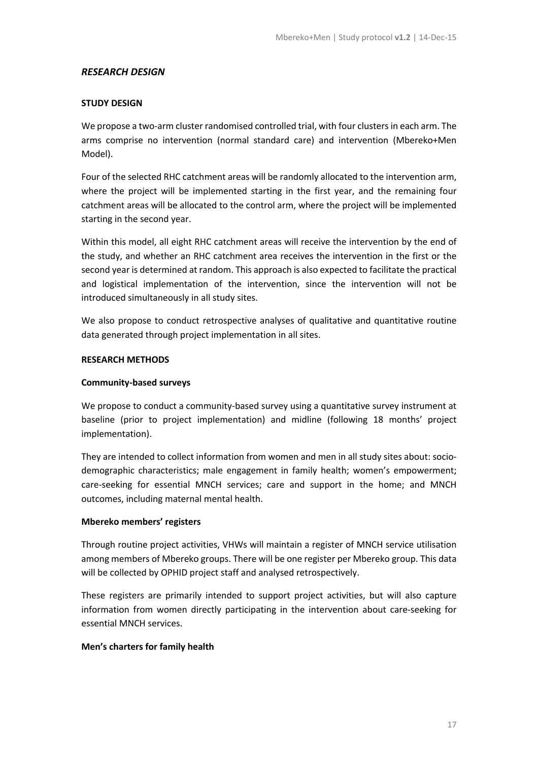## *RESEARCH DESIGN*

### STUDY DESIGN

We propose a two-arm cluster randomised controlled trial, with four clusters in each arm. The arms comprise no intervention (normal standard care) and intervention (Mbereko+Men Model).

Four of the selected RHC catchment areas will be randomly allocated to the intervention arm, where the project will be implemented starting in the first year, and the remaining four catchment areas will be allocated to the control arm, where the project will be implemented starting in the second year.

Within this model, all eight RHC catchment areas will receive the intervention by the end of the study, and whether an RHC catchment area receives the intervention in the first or the second year is determined at random. This approach is also expected to facilitate the practical and logistical implementation of the intervention, since the intervention will not be introduced simultaneously in all study sites.

We also propose to conduct retrospective analyses of qualitative and quantitative routine data generated through project implementation in all sites.

### RESEARCH METHODS

#### Community-based surveys

We propose to conduct a community-based survey using a quantitative survey instrument at baseline (prior to project implementation) and midline (following 18 months' project implementation).

They are intended to collect information from women and men in all study sites about: socio-demographic characteristics; male engagement in family health; women's empowerment; care-seeking for essential MNCH services; care and support in the home; and MNCH outcomes, including maternal mental health.

#### Mbereko members' registers

Through routine project activities, VHWs will maintain a register of MNCH service utilisation among members of Mbereko groups. There will be one register per Mbereko group. This data will be collected by OPHID project staff and analysed retrospectively.

These registers are primarily intended to support project activities, but will also capture information from women directly participating in the intervention about care-seeking for essential MNCH services.

#### Men's charters for family health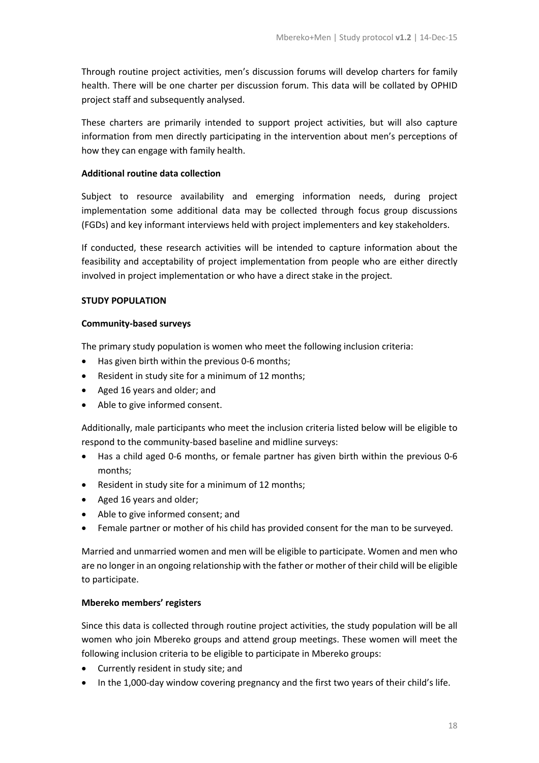Through routine project activities, men's discussion forums will develop charters for family health. There will be one charter per discussion forum. This data will be collated by OPHID project staff and subsequently analysed.

These charters are primarily intended to support project activities, but will also capture information from men directly participating in the intervention about men's perceptions of how they can engage with family health.

**Additional routine data collection**

Subject to resource availability and emerging information needs, during project implementation some additional data may be collected through focus group discussions (FGDs) and key informant interviews held with project implementers and key stakeholders.

If conducted, these research activities will be intended to capture information about the feasibility and acceptability of project implementation from people who are either directly involved in project implementation or who have a direct stake in the project.

**STUDY POPULATION**

**Community-based surveys**

The primary study population is women who meet the following inclusion criteria:

- Has given birth within the previous 0-6 months;
- Resident in study site for a minimum of 12 months;
- Aged 16 years and older; and
- Able to give informed consent.

Additionally, male participants who meet the inclusion criteria listed below will be eligible to respond to the community-based baseline and midline surveys:

- Has a child aged 0-6 months, or female partner has given birth within the previous 0-6 months;
- Resident in study site for a minimum of 12 months;
- Aged 16 years and older;
- Able to give informed consent; and
- Female partner or mother of his child has provided consent for the man to be surveyed.

Married and unmarried women and men will be eligible to participate. Women and men who are no longer in an ongoing relationship with the father or mother of their child will be eligible to participate.

**Mbereko members' registers**

Since this data is collected through routine project activities, the study population will be all women who join Mbereko groups and attend group meetings. These women will meet the following inclusion criteria to be eligible to participate in Mbereko groups:

- Currently resident in study site; and
- In the 1,000-day window covering pregnancy and the first two years of their child's life.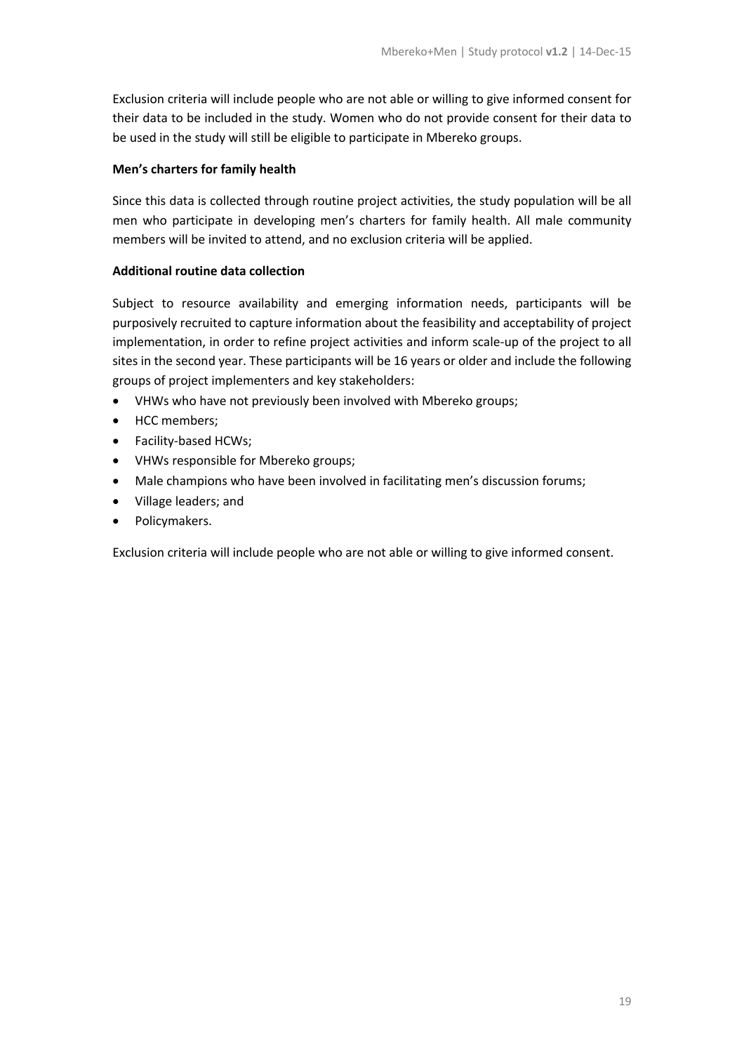Exclusion criteria will include people who are not able or willing to give informed consent for their data to be included in the study. Women who do not provide consent for their data to be used in the study will still be eligible to participate in Mbereko groups.

**Men's charters for family health**

Since this data is collected through routine project activities, the study population will be all men who participate in developing men's charters for family health. All male community members will be invited to attend, and no exclusion criteria will be applied.

**Additional routine data collection**

Subject to resource availability and emerging information needs, participants will be purposively recruited to capture information about the feasibility and acceptability of project implementation, in order to refine project activities and inform scale-up of the project to all sites in the second year. These participants will be 16 years or older and include the following groups of project implementers and key stakeholders:

- VHWs who have not previously been involved with Mbereko groups;
- HCC members;
- Facility-based HCWs;
- VHWs responsible for Mbereko groups;
- Male champions who have been involved in facilitating men's discussion forums;
- Village leaders; and
- Policymakers.

Exclusion criteria will include people who are not able or willing to give informed consent.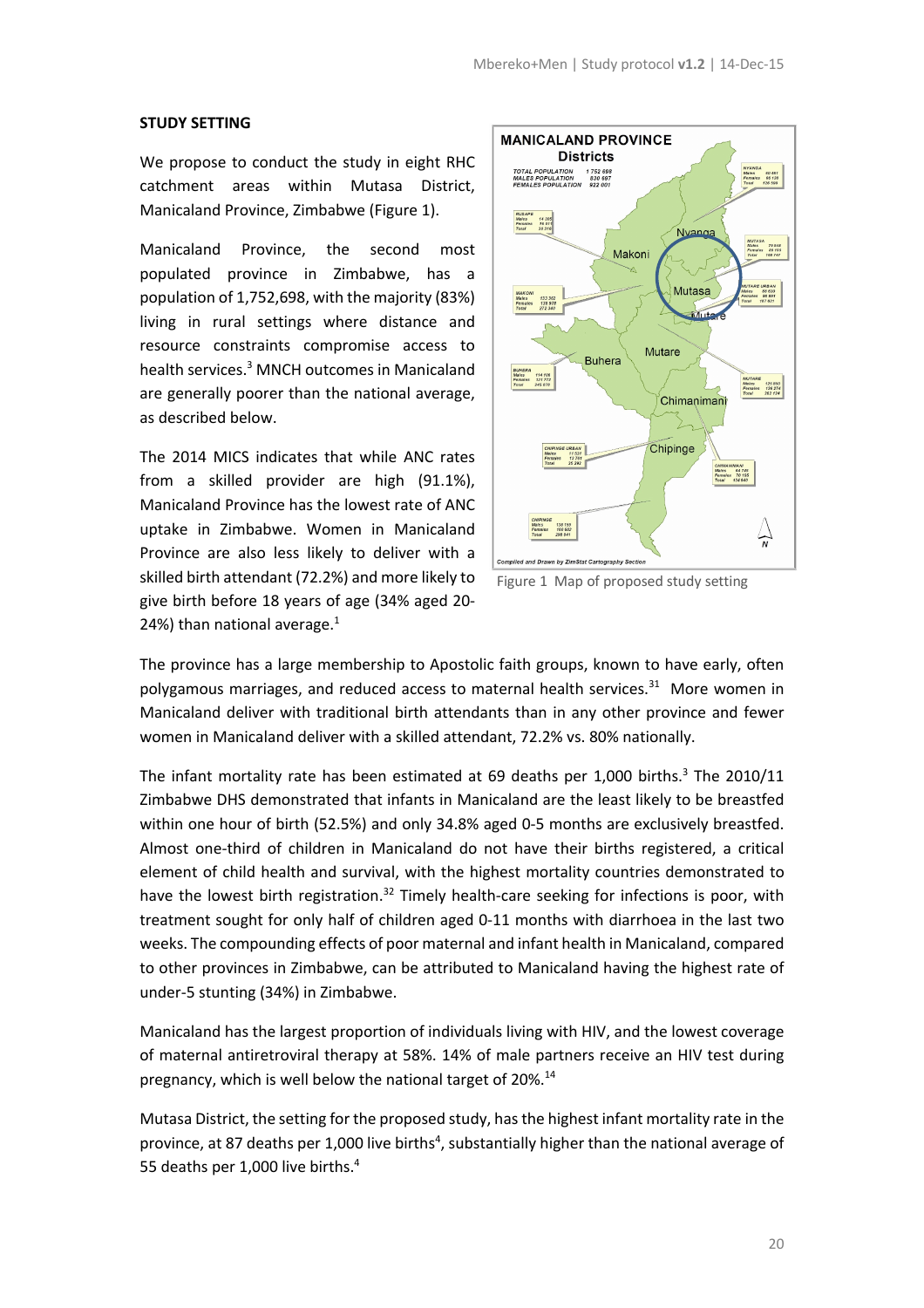**STUDY SETTING**

We propose to conduct the study in eight RHC catchment areas within Mutasa District, Manicaland Province, Zimbabwe (Figure 1).

Manicaland Province, the second most populated province in Zimbabwe, has a population of 1,752,698, with the majority (83%) living in rural settings where distance and resource constraints compromise access to health services.[3] MNCH outcomes in Manicaland are generally poorer than the national average, as described below.

The 2014 MICS indicates that while ANC rates from a skilled provider are high (91.1%), Manicaland Province has the lowest rate of ANC uptake in Zimbabwe. Women in Manicaland Province are also less likely to deliver with a skilled birth attendant (72.2%) and more likely to give birth before 18 years of age (34% aged 20-24%) than national average.[1]

Figure 1 Map of proposed study setting

The province has a large membership to Apostolic faith groups, known to have early, often polygamous marriages, and reduced access to maternal health services.[31] More women in Manicaland deliver with traditional birth attendants than in any other province and fewer women in Manicaland deliver with a skilled attendant, 72.2% vs. 80% nationally.

The infant mortality rate has been estimated at 69 deaths per 1,000 births.[3] The 2010/11 Zimbabwe DHS demonstrated that infants in Manicaland are the least likely to be breastfed within one hour of birth (52.5%) and only 34.8% aged 0-5 months are exclusively breastfed. Almost one-third of children in Manicaland do not have their births registered, a critical element of child health and survival, with the highest mortality countries demonstrated to have the lowest birth registration.[32] Timely health-care seeking for infections is poor, with treatment sought for only half of children aged 0-11 months with diarrhoea in the last two weeks. The compounding effects of poor maternal and infant health in Manicaland, compared to other provinces in Zimbabwe, can be attributed to Manicaland having the highest rate of under-5 stunting (34%) in Zimbabwe.

Manicaland has the largest proportion of individuals living with HIV, and the lowest coverage of maternal antiretroviral therapy at 58%. 14% of male partners receive an HIV test during pregnancy, which is well below the national target of 20%.[14]

Mutasa District, the setting for the proposed study, has the highest infant mortality rate in the province, at 87 deaths per 1,000 live births[4], substantially higher than the national average of 55 deaths per 1,000 live births.[4]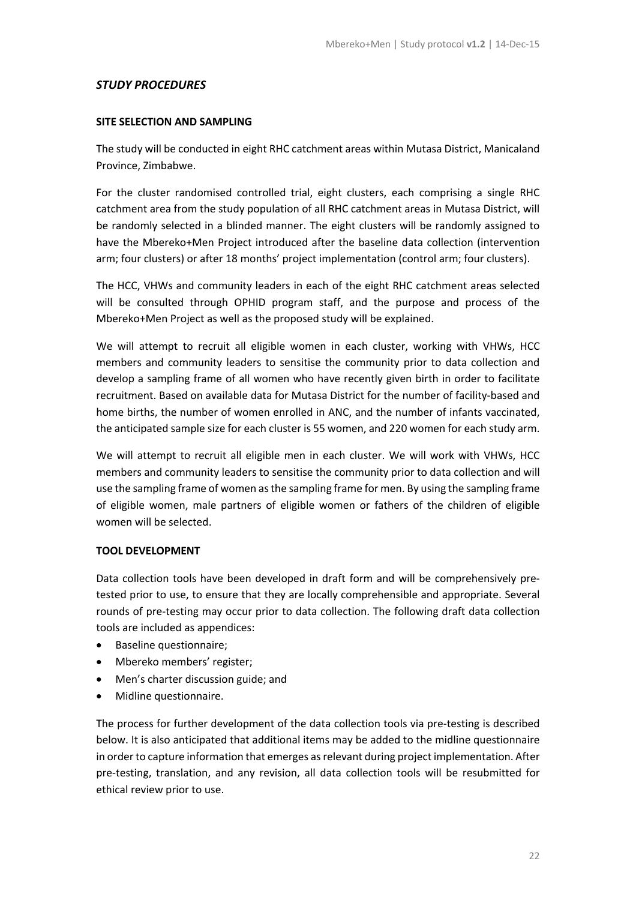## *STUDY PROCEDURES*

### SITE SELECTION AND SAMPLING

The study will be conducted in eight RHC catchment areas within Mutasa District, Manicaland Province, Zimbabwe.

For the cluster randomised controlled trial, eight clusters, each comprising a single RHC catchment area from the study population of all RHC catchment areas in Mutasa District, will be randomly selected in a blinded manner. The eight clusters will be randomly assigned to have the Mbereko+Men Project introduced after the baseline data collection (intervention arm; four clusters) or after 18 months' project implementation (control arm; four clusters).

The HCC, VHWs and community leaders in each of the eight RHC catchment areas selected will be consulted through OPHID program staff, and the purpose and process of the Mbereko+Men Project as well as the proposed study will be explained.

We will attempt to recruit all eligible women in each cluster, working with VHWs, HCC members and community leaders to sensitise the community prior to data collection and develop a sampling frame of all women who have recently given birth in order to facilitate recruitment. Based on available data for Mutasa District for the number of facility-based and home births, the number of women enrolled in ANC, and the number of infants vaccinated, the anticipated sample size for each cluster is 55 women, and 220 women for each study arm.

We will attempt to recruit all eligible men in each cluster. We will work with VHWs, HCC members and community leaders to sensitise the community prior to data collection and will use the sampling frame of women as the sampling frame for men. By using the sampling frame of eligible women, male partners of eligible women or fathers of the children of eligible women will be selected.

### TOOL DEVELOPMENT

Data collection tools have been developed in draft form and will be comprehensively pre-tested prior to use, to ensure that they are locally comprehensible and appropriate. Several rounds of pre-testing may occur prior to data collection. The following draft data collection tools are included as appendices:

- Baseline questionnaire;
- Mbereko members' register;
- Men's charter discussion guide; and
- Midline questionnaire.

The process for further development of the data collection tools via pre-testing is described below. It is also anticipated that additional items may be added to the midline questionnaire in order to capture information that emerges as relevant during project implementation. After pre-testing, translation, and any revision, all data collection tools will be resubmitted for ethical review prior to use.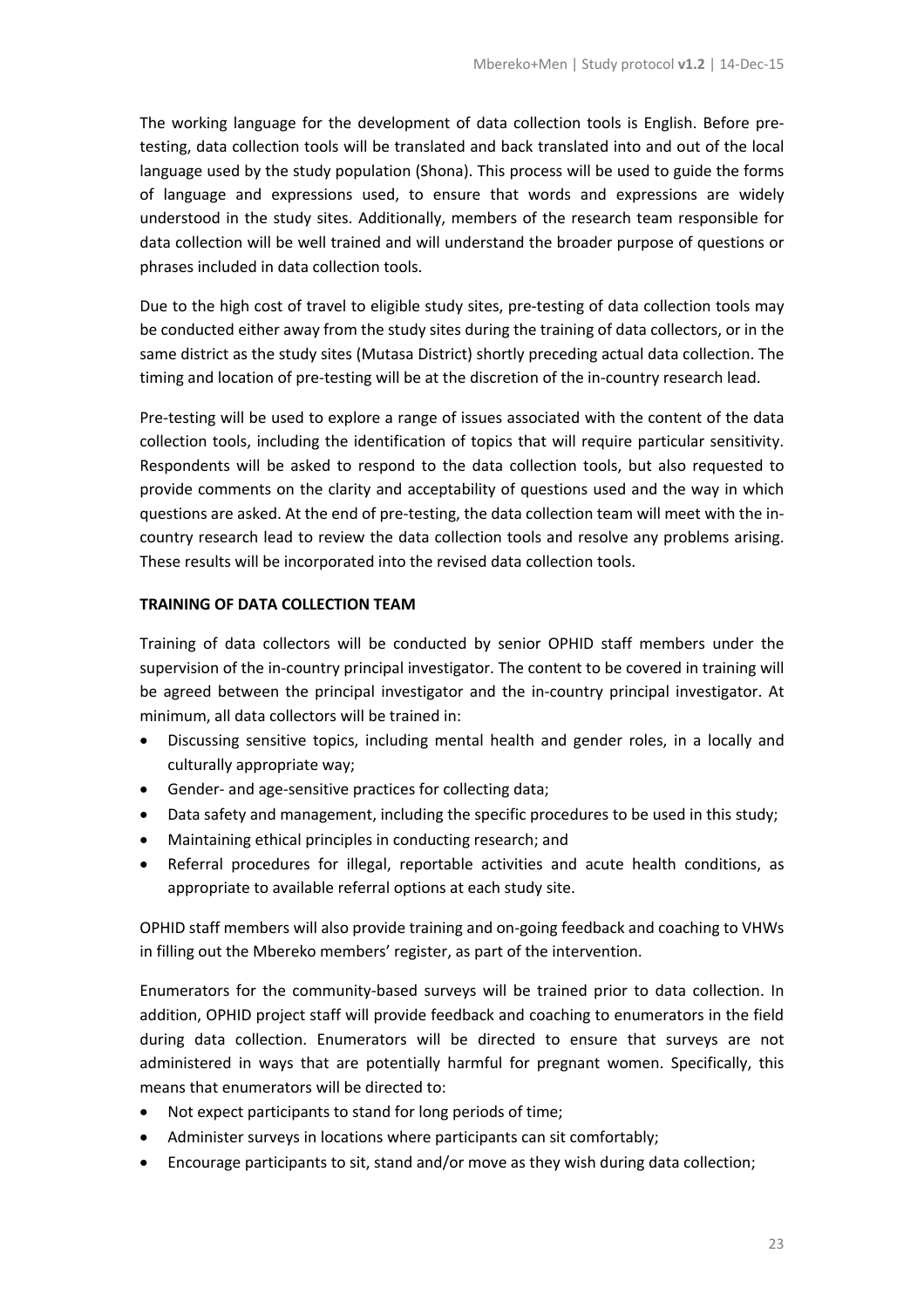The working language for the development of data collection tools is English. Before pre-testing, data collection tools will be translated and back translated into and out of the local language used by the study population (Shona). This process will be used to guide the forms of language and expressions used, to ensure that words and expressions are widely understood in the study sites. Additionally, members of the research team responsible for data collection will be well trained and will understand the broader purpose of questions or phrases included in data collection tools.

Due to the high cost of travel to eligible study sites, pre-testing of data collection tools may be conducted either away from the study sites during the training of data collectors, or in the same district as the study sites (Mutasa District) shortly preceding actual data collection. The timing and location of pre-testing will be at the discretion of the in-country research lead.

Pre-testing will be used to explore a range of issues associated with the content of the data collection tools, including the identification of topics that will require particular sensitivity. Respondents will be asked to respond to the data collection tools, but also requested to provide comments on the clarity and acceptability of questions used and the way in which questions are asked. At the end of pre-testing, the data collection team will meet with the in-country research lead to review the data collection tools and resolve any problems arising. These results will be incorporated into the revised data collection tools.

**TRAINING OF DATA COLLECTION TEAM**

Training of data collectors will be conducted by senior OPHID staff members under the supervision of the in-country principal investigator. The content to be covered in training will be agreed between the principal investigator and the in-country principal investigator. At minimum, all data collectors will be trained in:

- Discussing sensitive topics, including mental health and gender roles, in a locally and culturally appropriate way;
- Gender- and age-sensitive practices for collecting data;
- Data safety and management, including the specific procedures to be used in this study;
- Maintaining ethical principles in conducting research; and
- Referral procedures for illegal, reportable activities and acute health conditions, as appropriate to available referral options at each study site.

OPHID staff members will also provide training and on-going feedback and coaching to VHWs in filling out the Mbereko members' register, as part of the intervention.

Enumerators for the community-based surveys will be trained prior to data collection. In addition, OPHID project staff will provide feedback and coaching to enumerators in the field during data collection. Enumerators will be directed to ensure that surveys are not administered in ways that are potentially harmful for pregnant women. Specifically, this means that enumerators will be directed to:

- Not expect participants to stand for long periods of time;
- Administer surveys in locations where participants can sit comfortably;
- Encourage participants to sit, stand and/or move as they wish during data collection;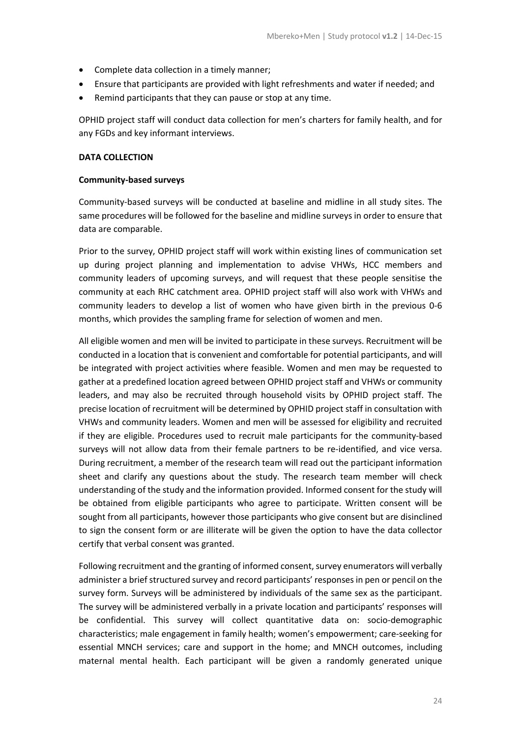- Complete data collection in a timely manner;
- Ensure that participants are provided with light refreshments and water if needed; and
- Remind participants that they can pause or stop at any time.

OPHID project staff will conduct data collection for men's charters for family health, and for any FGDs and key informant interviews.

**DATA COLLECTION**

**Community-based surveys**

Community-based surveys will be conducted at baseline and midline in all study sites. The same procedures will be followed for the baseline and midline surveys in order to ensure that data are comparable.

Prior to the survey, OPHID project staff will work within existing lines of communication set up during project planning and implementation to advise VHWs, HCC members and community leaders of upcoming surveys, and will request that these people sensitise the community at each RHC catchment area. OPHID project staff will also work with VHWs and community leaders to develop a list of women who have given birth in the previous 0-6 months, which provides the sampling frame for selection of women and men.

All eligible women and men will be invited to participate in these surveys. Recruitment will be conducted in a location that is convenient and comfortable for potential participants, and will be integrated with project activities where feasible. Women and men may be requested to gather at a predefined location agreed between OPHID project staff and VHWs or community leaders, and may also be recruited through household visits by OPHID project staff. The precise location of recruitment will be determined by OPHID project staff in consultation with VHWs and community leaders. Women and men will be assessed for eligibility and recruited if they are eligible. Procedures used to recruit male participants for the community-based surveys will not allow data from their female partners to be re-identified, and vice versa. During recruitment, a member of the research team will read out the participant information sheet and clarify any questions about the study. The research team member will check understanding of the study and the information provided. Informed consent for the study will be obtained from eligible participants who agree to participate. Written consent will be sought from all participants, however those participants who give consent but are disinclined to sign the consent form or are illiterate will be given the option to have the data collector certify that verbal consent was granted.

Following recruitment and the granting of informed consent, survey enumerators will verbally administer a brief structured survey and record participants' responses in pen or pencil on the survey form. Surveys will be administered by individuals of the same sex as the participant. The survey will be administered verbally in a private location and participants' responses will be confidential. This survey will collect quantitative data on: socio-demographic characteristics; male engagement in family health; women's empowerment; care-seeking for essential MNCH services; care and support in the home; and MNCH outcomes, including maternal mental health. Each participant will be given a randomly generated unique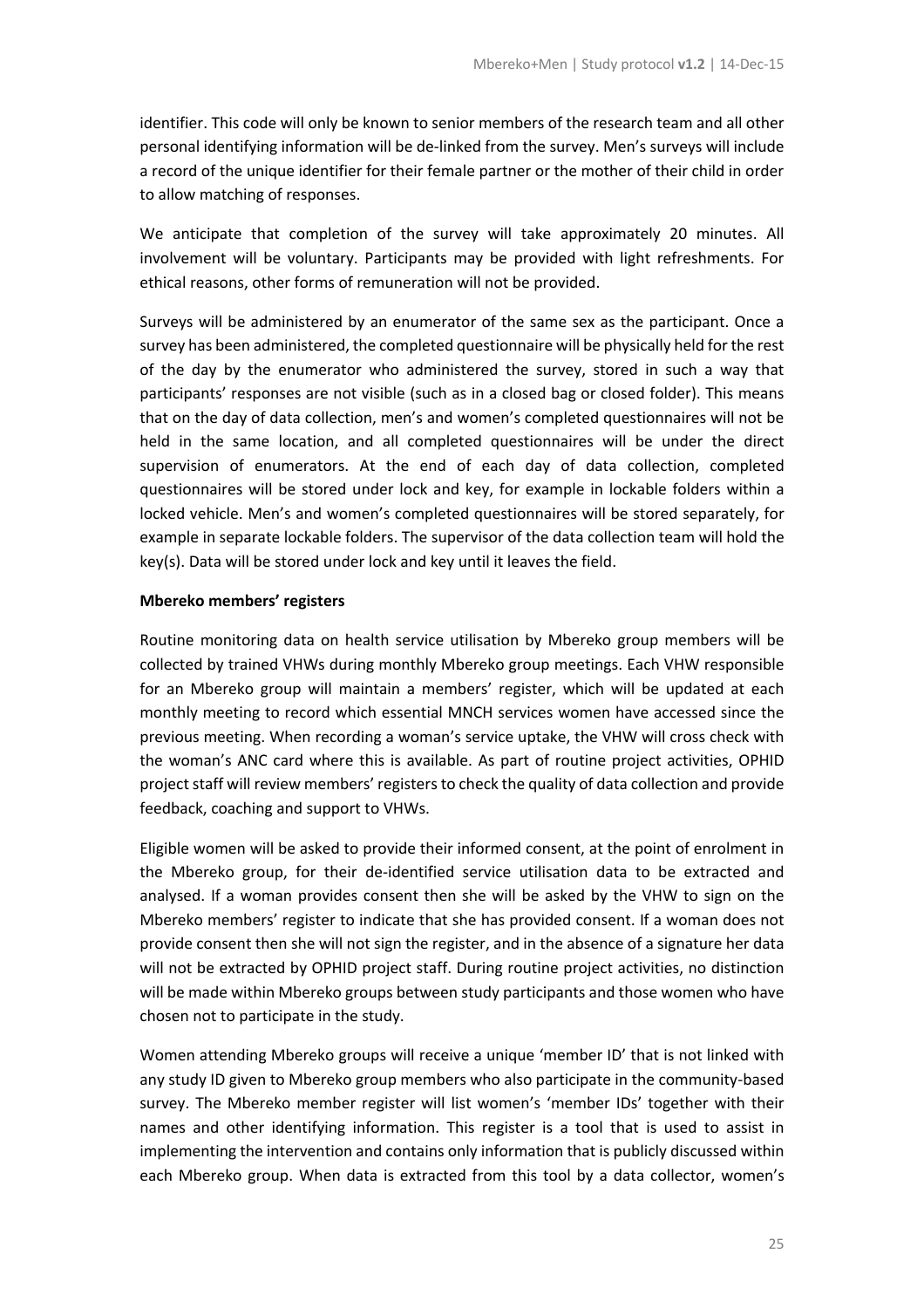identifier. This code will only be known to senior members of the research team and all other personal identifying information will be de-linked from the survey. Men's surveys will include a record of the unique identifier for their female partner or the mother of their child in order to allow matching of responses.

We anticipate that completion of the survey will take approximately 20 minutes. All involvement will be voluntary. Participants may be provided with light refreshments. For ethical reasons, other forms of remuneration will not be provided.

Surveys will be administered by an enumerator of the same sex as the participant. Once a survey has been administered, the completed questionnaire will be physically held for the rest of the day by the enumerator who administered the survey, stored in such a way that participants' responses are not visible (such as in a closed bag or closed folder). This means that on the day of data collection, men's and women's completed questionnaires will not be held in the same location, and all completed questionnaires will be under the direct supervision of enumerators. At the end of each day of data collection, completed questionnaires will be stored under lock and key, for example in lockable folders within a locked vehicle. Men's and women's completed questionnaires will be stored separately, for example in separate lockable folders. The supervisor of the data collection team will hold the key(s). Data will be stored under lock and key until it leaves the field.

**Mbereko members' registers**

Routine monitoring data on health service utilisation by Mbereko group members will be collected by trained VHWs during monthly Mbereko group meetings. Each VHW responsible for an Mbereko group will maintain a members' register, which will be updated at each monthly meeting to record which essential MNCH services women have accessed since the previous meeting. When recording a woman's service uptake, the VHW will cross check with the woman's ANC card where this is available. As part of routine project activities, OPHID project staff will review members' registers to check the quality of data collection and provide feedback, coaching and support to VHWs.

Eligible women will be asked to provide their informed consent, at the point of enrolment in the Mbereko group, for their de-identified service utilisation data to be extracted and analysed. If a woman provides consent then she will be asked by the VHW to sign on the Mbereko members' register to indicate that she has provided consent. If a woman does not provide consent then she will not sign the register, and in the absence of a signature her data will not be extracted by OPHID project staff. During routine project activities, no distinction will be made within Mbereko groups between study participants and those women who have chosen not to participate in the study.

Women attending Mbereko groups will receive a unique 'member ID' that is not linked with any study ID given to Mbereko group members who also participate in the community-based survey. The Mbereko member register will list women's 'member IDs' together with their names and other identifying information. This register is a tool that is used to assist in implementing the intervention and contains only information that is publicly discussed within each Mbereko group. When data is extracted from this tool by a data collector, women's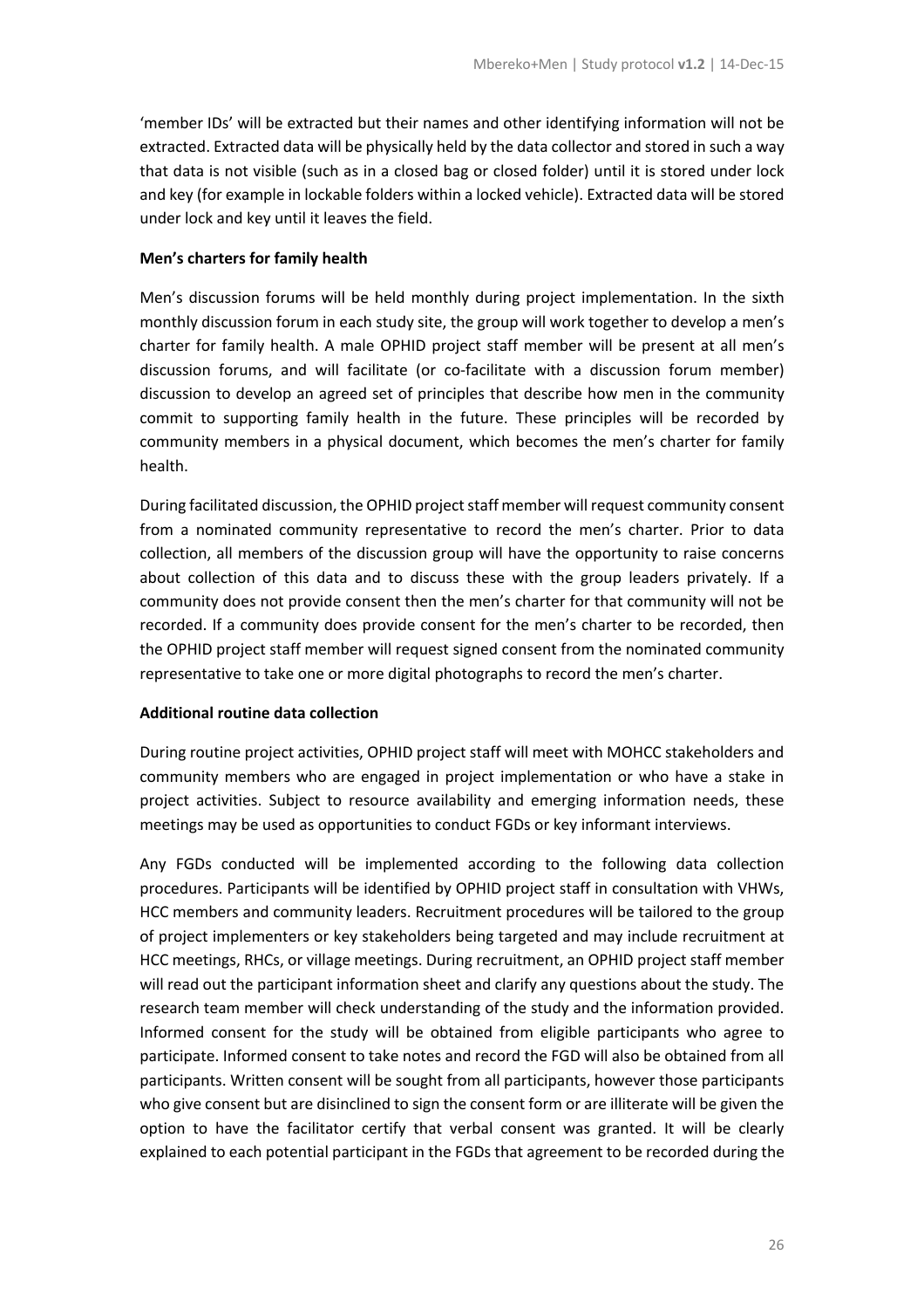'member IDs' will be extracted but their names and other identifying information will not be extracted. Extracted data will be physically held by the data collector and stored in such a way that data is not visible (such as in a closed bag or closed folder) until it is stored under lock and key (for example in lockable folders within a locked vehicle). Extracted data will be stored under lock and key until it leaves the field.

**Men's charters for family health**

Men's discussion forums will be held monthly during project implementation. In the sixth monthly discussion forum in each study site, the group will work together to develop a men's charter for family health. A male OPHID project staff member will be present at all men's discussion forums, and will facilitate (or co-facilitate with a discussion forum member) discussion to develop an agreed set of principles that describe how men in the community commit to supporting family health in the future. These principles will be recorded by community members in a physical document, which becomes the men's charter for family health.

During facilitated discussion, the OPHID project staff member will request community consent from a nominated community representative to record the men's charter. Prior to data collection, all members of the discussion group will have the opportunity to raise concerns about collection of this data and to discuss these with the group leaders privately. If a community does not provide consent then the men's charter for that community will not be recorded. If a community does provide consent for the men's charter to be recorded, then the OPHID project staff member will request signed consent from the nominated community representative to take one or more digital photographs to record the men's charter.

**Additional routine data collection**

During routine project activities, OPHID project staff will meet with MOHCC stakeholders and community members who are engaged in project implementation or who have a stake in project activities. Subject to resource availability and emerging information needs, these meetings may be used as opportunities to conduct FGDs or key informant interviews.

Any FGDs conducted will be implemented according to the following data collection procedures. Participants will be identified by OPHID project staff in consultation with VHWs, HCC members and community leaders. Recruitment procedures will be tailored to the group of project implementers or key stakeholders being targeted and may include recruitment at HCC meetings, RHCs, or village meetings. During recruitment, an OPHID project staff member will read out the participant information sheet and clarify any questions about the study. The research team member will check understanding of the study and the information provided. Informed consent for the study will be obtained from eligible participants who agree to participate. Informed consent to take notes and record the FGD will also be obtained from all participants. Written consent will be sought from all participants, however those participants who give consent but are disinclined to sign the consent form or are illiterate will be given the option to have the facilitator certify that verbal consent was granted. It will be clearly explained to each potential participant in the FGDs that agreement to be recorded during the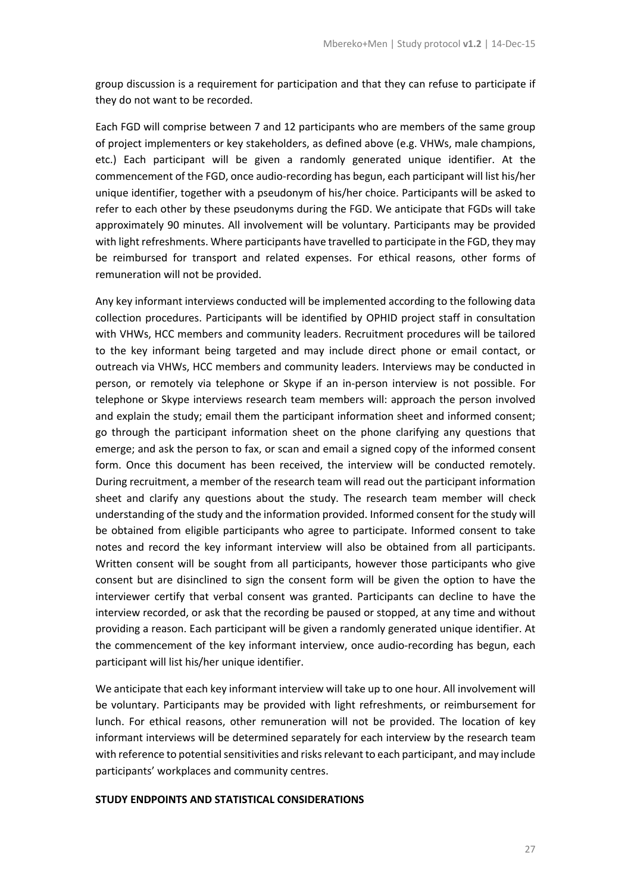group discussion is a requirement for participation and that they can refuse to participate if they do not want to be recorded.

Each FGD will comprise between 7 and 12 participants who are members of the same group of project implementers or key stakeholders, as defined above (e.g. VHWs, male champions, etc.) Each participant will be given a randomly generated unique identifier. At the commencement of the FGD, once audio-recording has begun, each participant will list his/her unique identifier, together with a pseudonym of his/her choice. Participants will be asked to refer to each other by these pseudonyms during the FGD. We anticipate that FGDs will take approximately 90 minutes. All involvement will be voluntary. Participants may be provided with light refreshments. Where participants have travelled to participate in the FGD, they may be reimbursed for transport and related expenses. For ethical reasons, other forms of remuneration will not be provided.

Any key informant interviews conducted will be implemented according to the following data collection procedures. Participants will be identified by OPHID project staff in consultation with VHWs, HCC members and community leaders. Recruitment procedures will be tailored to the key informant being targeted and may include direct phone or email contact, or outreach via VHWs, HCC members and community leaders. Interviews may be conducted in person, or remotely via telephone or Skype if an in-person interview is not possible. For telephone or Skype interviews research team members will: approach the person involved and explain the study; email them the participant information sheet and informed consent; go through the participant information sheet on the phone clarifying any questions that emerge; and ask the person to fax, or scan and email a signed copy of the informed consent form. Once this document has been received, the interview will be conducted remotely. During recruitment, a member of the research team will read out the participant information sheet and clarify any questions about the study. The research team member will check understanding of the study and the information provided. Informed consent for the study will be obtained from eligible participants who agree to participate. Informed consent to take notes and record the key informant interview will also be obtained from all participants. Written consent will be sought from all participants, however those participants who give consent but are disinclined to sign the consent form will be given the option to have the interviewer certify that verbal consent was granted. Participants can decline to have the interview recorded, or ask that the recording be paused or stopped, at any time and without providing a reason. Each participant will be given a randomly generated unique identifier. At the commencement of the key informant interview, once audio-recording has begun, each participant will list his/her unique identifier.

We anticipate that each key informant interview will take up to one hour. All involvement will be voluntary. Participants may be provided with light refreshments, or reimbursement for lunch. For ethical reasons, other remuneration will not be provided. The location of key informant interviews will be determined separately for each interview by the research team with reference to potential sensitivities and risks relevant to each participant, and may include participants' workplaces and community centres.

**STUDY ENDPOINTS AND STATISTICAL CONSIDERATIONS**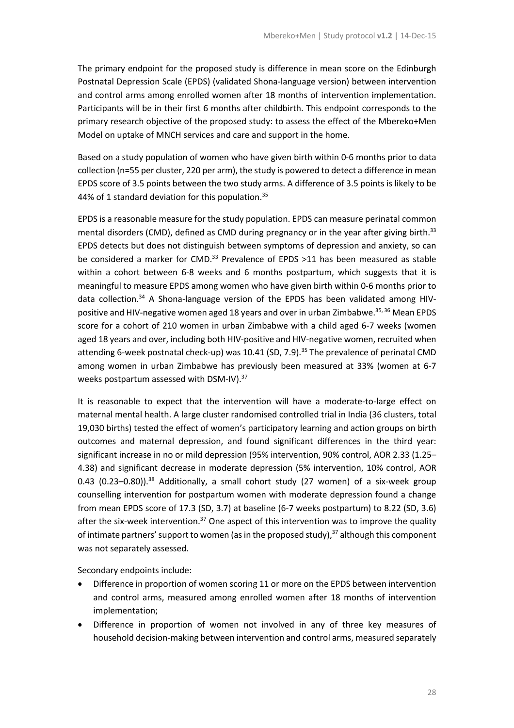The primary endpoint for the proposed study is difference in mean score on the Edinburgh Postnatal Depression Scale (EPDS) (validated Shona-language version) between intervention and control arms among enrolled women after 18 months of intervention implementation. Participants will be in their first 6 months after childbirth. This endpoint corresponds to the primary research objective of the proposed study: to assess the effect of the Mbereko+Men Model on uptake of MNCH services and care and support in the home.

Based on a study population of women who have given birth within 0-6 months prior to data collection (n=55 per cluster, 220 per arm), the study is powered to detect a difference in mean EPDS score of 3.5 points between the two study arms. A difference of 3.5 points is likely to be 44% of 1 standard deviation for this population.[35]

EPDS is a reasonable measure for the study population. EPDS can measure perinatal common mental disorders (CMD), defined as CMD during pregnancy or in the year after giving birth.[33] EPDS detects but does not distinguish between symptoms of depression and anxiety, so can be considered a marker for CMD.[33] Prevalence of EPDS >11 has been measured as stable within a cohort between 6-8 weeks and 6 months postpartum, which suggests that it is meaningful to measure EPDS among women who have given birth within 0-6 months prior to data collection.[34] A Shona-language version of the EPDS has been validated among HIV-positive and HIV-negative women aged 18 years and over in urban Zimbabwe.[35, 36] Mean EPDS score for a cohort of 210 women in urban Zimbabwe with a child aged 6-7 weeks (women aged 18 years and over, including both HIV-positive and HIV-negative women, recruited when attending 6-week postnatal check-up) was 10.41 (SD, 7.9).[35] The prevalence of perinatal CMD among women in urban Zimbabwe has previously been measured at 33% (women at 6-7 weeks postpartum assessed with DSM-IV).[37]

It is reasonable to expect that the intervention will have a moderate-to-large effect on maternal mental health. A large cluster randomised controlled trial in India (36 clusters, total 19,030 births) tested the effect of women's participatory learning and action groups on birth outcomes and maternal depression, and found significant differences in the third year: significant increase in no or mild depression (95% intervention, 90% control, AOR 2.33 (1.25–4.38) and significant decrease in moderate depression (5% intervention, 10% control, AOR 0.43 (0.23–0.80)).[38] Additionally, a small cohort study (27 women) of a six-week group counselling intervention for postpartum women with moderate depression found a change from mean EPDS score of 17.3 (SD, 3.7) at baseline (6-7 weeks postpartum) to 8.22 (SD, 3.6) after the six-week intervention.[37] One aspect of this intervention was to improve the quality of intimate partners' support to women (as in the proposed study),[37] although this component was not separately assessed.

Secondary endpoints include:

- Difference in proportion of women scoring 11 or more on the EPDS between intervention and control arms, measured among enrolled women after 18 months of intervention implementation;
- Difference in proportion of women not involved in any of three key measures of household decision-making between intervention and control arms, measured separately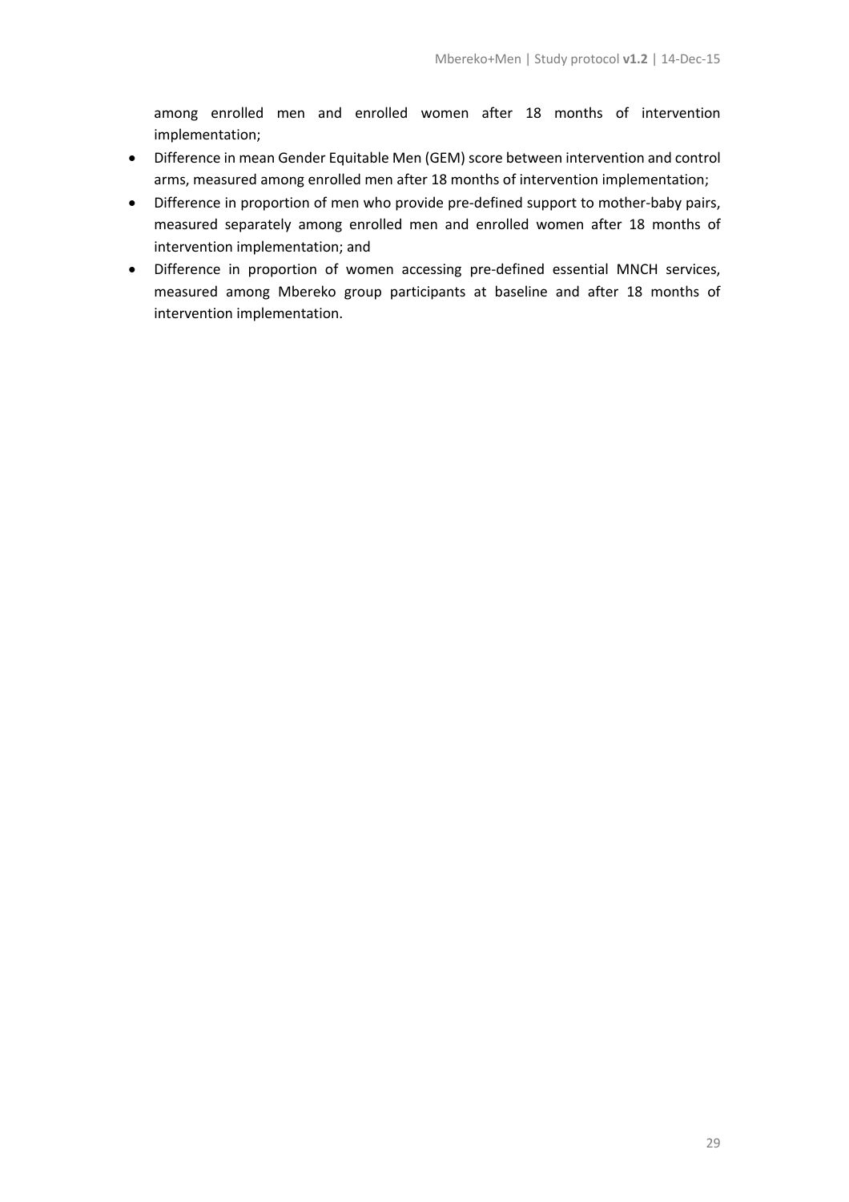among enrolled men and enrolled women after 18 months of intervention implementation;

- Difference in mean Gender Equitable Men (GEM) score between intervention and control arms, measured among enrolled men after 18 months of intervention implementation;
- Difference in proportion of men who provide pre-defined support to mother-baby pairs, measured separately among enrolled men and enrolled women after 18 months of intervention implementation; and
- Difference in proportion of women accessing pre-defined essential MNCH services, measured among Mbereko group participants at baseline and after 18 months of intervention implementation.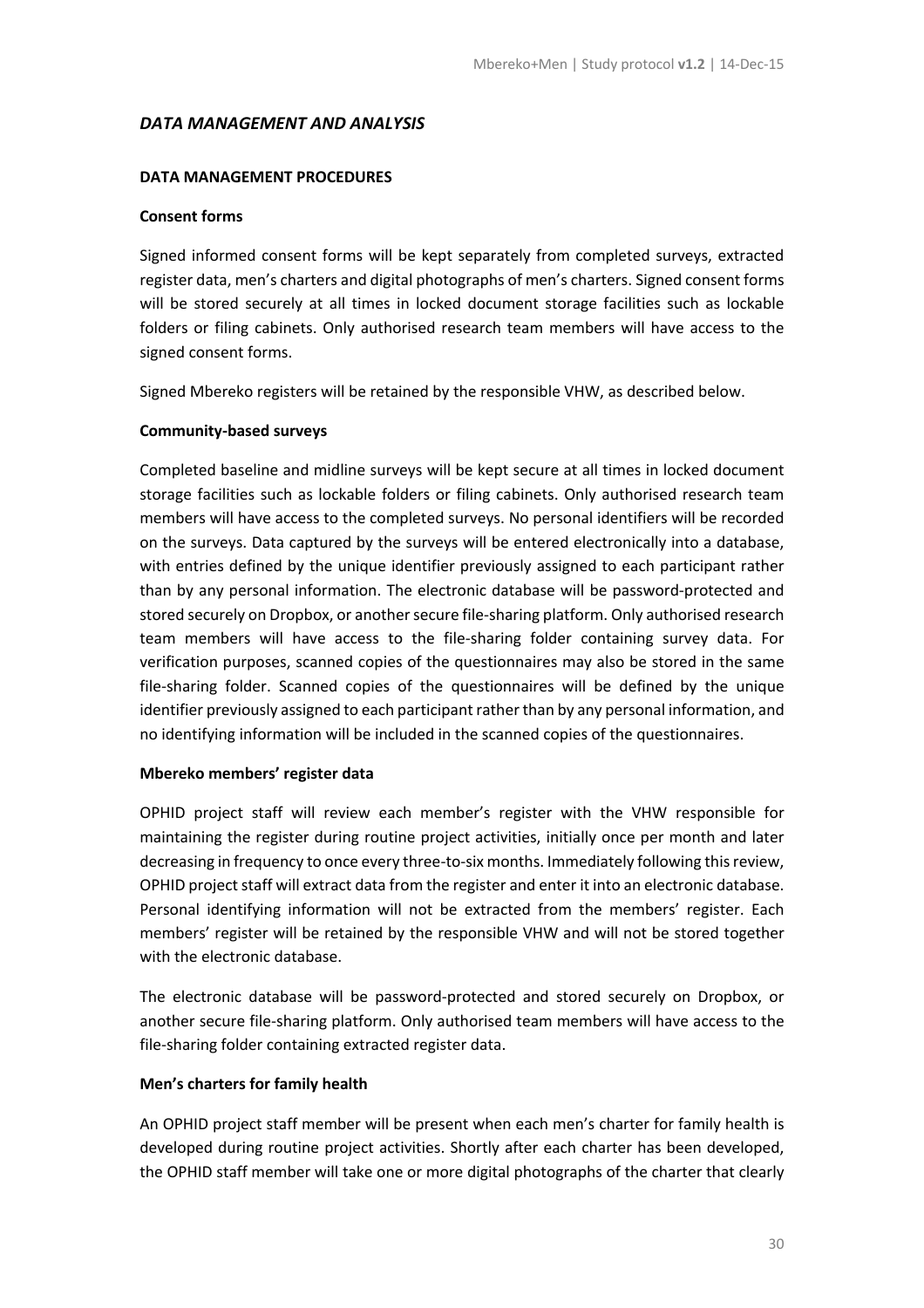## *DATA MANAGEMENT AND ANALYSIS*

### DATA MANAGEMENT PROCEDURES

#### Consent forms

Signed informed consent forms will be kept separately from completed surveys, extracted register data, men's charters and digital photographs of men's charters. Signed consent forms will be stored securely at all times in locked document storage facilities such as lockable folders or filing cabinets. Only authorised research team members will have access to the signed consent forms.

Signed Mbereko registers will be retained by the responsible VHW, as described below.

#### Community-based surveys

Completed baseline and midline surveys will be kept secure at all times in locked document storage facilities such as lockable folders or filing cabinets. Only authorised research team members will have access to the completed surveys. No personal identifiers will be recorded on the surveys. Data captured by the surveys will be entered electronically into a database, with entries defined by the unique identifier previously assigned to each participant rather than by any personal information. The electronic database will be password-protected and stored securely on Dropbox, or another secure file-sharing platform. Only authorised research team members will have access to the file-sharing folder containing survey data. For verification purposes, scanned copies of the questionnaires may also be stored in the same file-sharing folder. Scanned copies of the questionnaires will be defined by the unique identifier previously assigned to each participant rather than by any personal information, and no identifying information will be included in the scanned copies of the questionnaires.

#### Mbereko members' register data

OPHID project staff will review each member's register with the VHW responsible for maintaining the register during routine project activities, initially once per month and later decreasing in frequency to once every three-to-six months. Immediately following this review, OPHID project staff will extract data from the register and enter it into an electronic database. Personal identifying information will not be extracted from the members' register. Each members' register will be retained by the responsible VHW and will not be stored together with the electronic database.

The electronic database will be password-protected and stored securely on Dropbox, or another secure file-sharing platform. Only authorised team members will have access to the file-sharing folder containing extracted register data.

#### Men's charters for family health

An OPHID project staff member will be present when each men's charter for family health is developed during routine project activities. Shortly after each charter has been developed, the OPHID staff member will take one or more digital photographs of the charter that clearly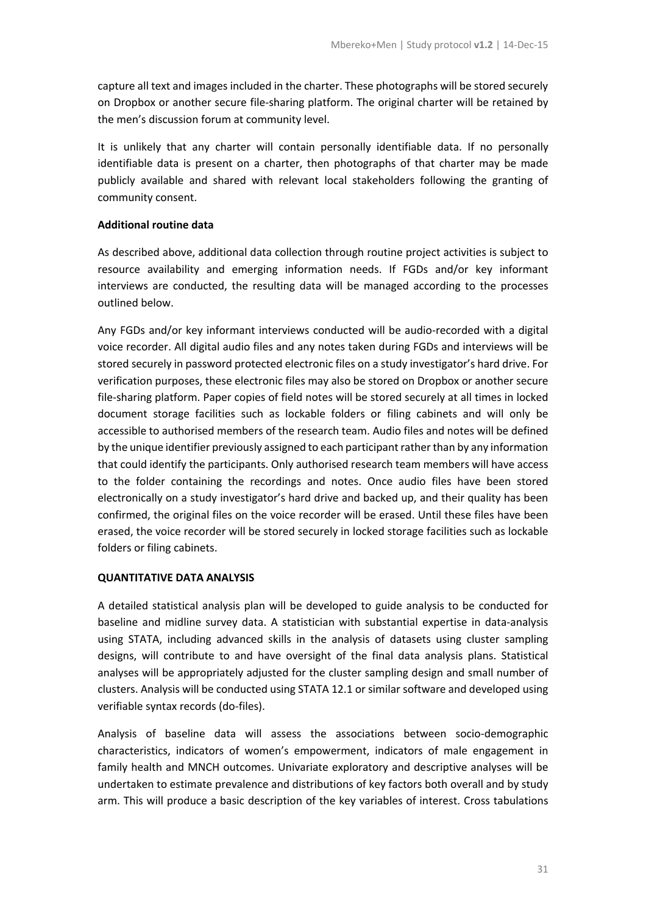capture all text and images included in the charter. These photographs will be stored securely on Dropbox or another secure file-sharing platform. The original charter will be retained by the men's discussion forum at community level.

It is unlikely that any charter will contain personally identifiable data. If no personally identifiable data is present on a charter, then photographs of that charter may be made publicly available and shared with relevant local stakeholders following the granting of community consent.

**Additional routine data**

As described above, additional data collection through routine project activities is subject to resource availability and emerging information needs. If FGDs and/or key informant interviews are conducted, the resulting data will be managed according to the processes outlined below.

Any FGDs and/or key informant interviews conducted will be audio-recorded with a digital voice recorder. All digital audio files and any notes taken during FGDs and interviews will be stored securely in password protected electronic files on a study investigator's hard drive. For verification purposes, these electronic files may also be stored on Dropbox or another secure file-sharing platform. Paper copies of field notes will be stored securely at all times in locked document storage facilities such as lockable folders or filing cabinets and will only be accessible to authorised members of the research team. Audio files and notes will be defined by the unique identifier previously assigned to each participant rather than by any information that could identify the participants. Only authorised research team members will have access to the folder containing the recordings and notes. Once audio files have been stored electronically on a study investigator's hard drive and backed up, and their quality has been confirmed, the original files on the voice recorder will be erased. Until these files have been erased, the voice recorder will be stored securely in locked storage facilities such as lockable folders or filing cabinets.

**QUANTITATIVE DATA ANALYSIS**

A detailed statistical analysis plan will be developed to guide analysis to be conducted for baseline and midline survey data. A statistician with substantial expertise in data-analysis using STATA, including advanced skills in the analysis of datasets using cluster sampling designs, will contribute to and have oversight of the final data analysis plans. Statistical analyses will be appropriately adjusted for the cluster sampling design and small number of clusters. Analysis will be conducted using STATA 12.1 or similar software and developed using verifiable syntax records (do-files).

Analysis of baseline data will assess the associations between socio-demographic characteristics, indicators of women's empowerment, indicators of male engagement in family health and MNCH outcomes. Univariate exploratory and descriptive analyses will be undertaken to estimate prevalence and distributions of key factors both overall and by study arm. This will produce a basic description of the key variables of interest. Cross tabulations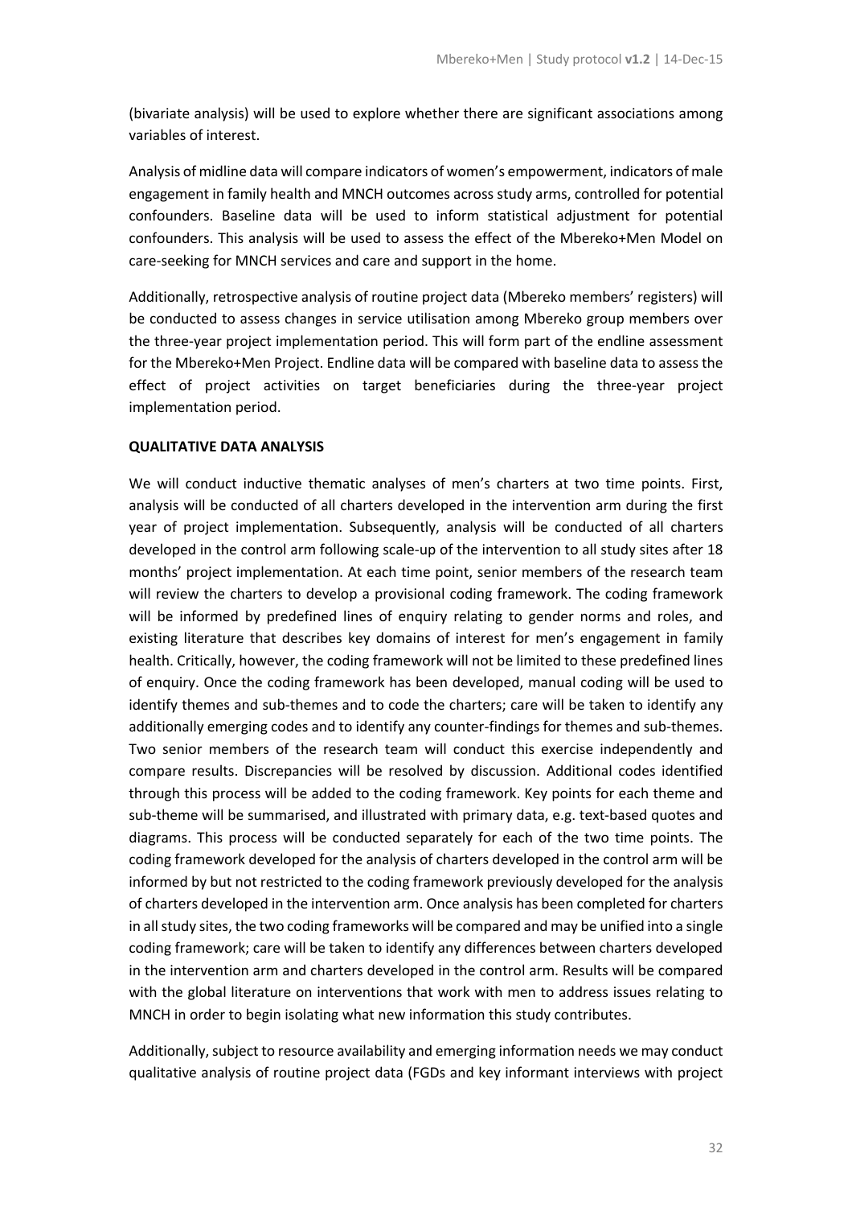(bivariate analysis) will be used to explore whether there are significant associations among variables of interest.

Analysis of midline data will compare indicators of women's empowerment, indicators of male engagement in family health and MNCH outcomes across study arms, controlled for potential confounders. Baseline data will be used to inform statistical adjustment for potential confounders. This analysis will be used to assess the effect of the Mbereko+Men Model on care-seeking for MNCH services and care and support in the home.

Additionally, retrospective analysis of routine project data (Mbereko members' registers) will be conducted to assess changes in service utilisation among Mbereko group members over the three-year project implementation period. This will form part of the endline assessment for the Mbereko+Men Project. Endline data will be compared with baseline data to assess the effect of project activities on target beneficiaries during the three-year project implementation period.

**QUALITATIVE DATA ANALYSIS**

We will conduct inductive thematic analyses of men's charters at two time points. First, analysis will be conducted of all charters developed in the intervention arm during the first year of project implementation. Subsequently, analysis will be conducted of all charters developed in the control arm following scale-up of the intervention to all study sites after 18 months' project implementation. At each time point, senior members of the research team will review the charters to develop a provisional coding framework. The coding framework will be informed by predefined lines of enquiry relating to gender norms and roles, and existing literature that describes key domains of interest for men's engagement in family health. Critically, however, the coding framework will not be limited to these predefined lines of enquiry. Once the coding framework has been developed, manual coding will be used to identify themes and sub-themes and to code the charters; care will be taken to identify any additionally emerging codes and to identify any counter-findings for themes and sub-themes. Two senior members of the research team will conduct this exercise independently and compare results. Discrepancies will be resolved by discussion. Additional codes identified through this process will be added to the coding framework. Key points for each theme and sub-theme will be summarised, and illustrated with primary data, e.g. text-based quotes and diagrams. This process will be conducted separately for each of the two time points. The coding framework developed for the analysis of charters developed in the control arm will be informed by but not restricted to the coding framework previously developed for the analysis of charters developed in the intervention arm. Once analysis has been completed for charters in all study sites, the two coding frameworks will be compared and may be unified into a single coding framework; care will be taken to identify any differences between charters developed in the intervention arm and charters developed in the control arm. Results will be compared with the global literature on interventions that work with men to address issues relating to MNCH in order to begin isolating what new information this study contributes.

Additionally, subject to resource availability and emerging information needs we may conduct qualitative analysis of routine project data (FGDs and key informant interviews with project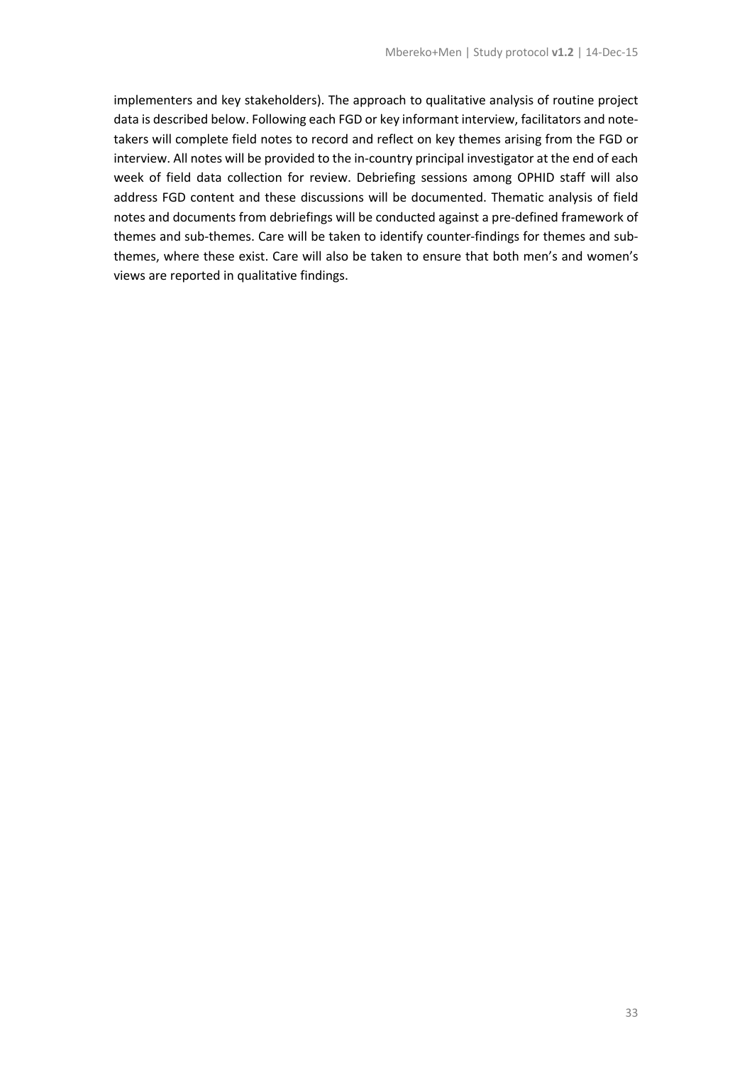implementers and key stakeholders). The approach to qualitative analysis of routine project data is described below. Following each FGD or key informant interview, facilitators and note-takers will complete field notes to record and reflect on key themes arising from the FGD or interview. All notes will be provided to the in-country principal investigator at the end of each week of field data collection for review. Debriefing sessions among OPHID staff will also address FGD content and these discussions will be documented. Thematic analysis of field notes and documents from debriefings will be conducted against a pre-defined framework of themes and sub-themes. Care will be taken to identify counter-findings for themes and sub-themes, where these exist. Care will also be taken to ensure that both men's and women's views are reported in qualitative findings.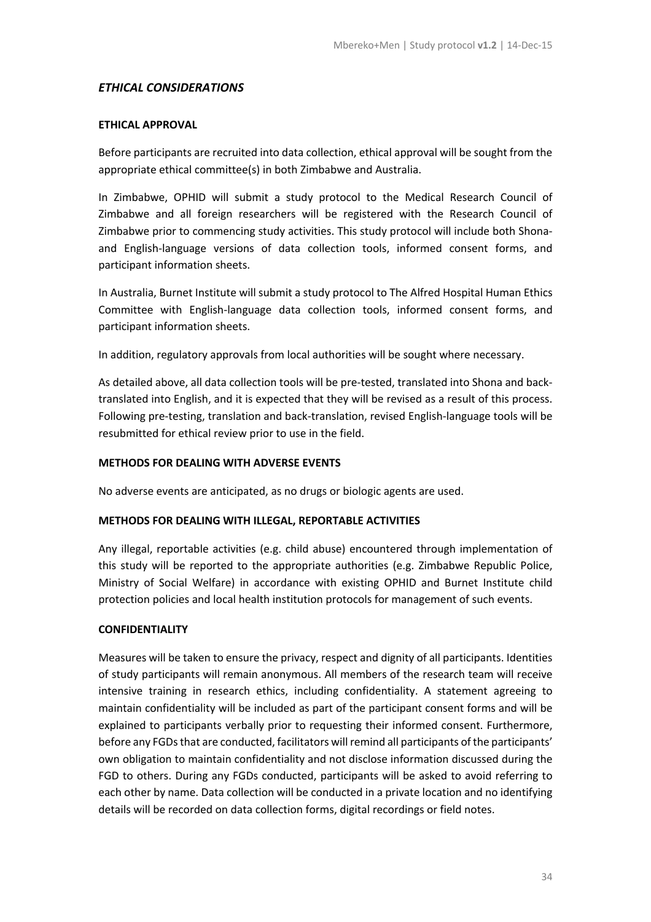## *ETHICAL CONSIDERATIONS*

### ETHICAL APPROVAL

Before participants are recruited into data collection, ethical approval will be sought from the appropriate ethical committee(s) in both Zimbabwe and Australia.

In Zimbabwe, OPHID will submit a study protocol to the Medical Research Council of Zimbabwe and all foreign researchers will be registered with the Research Council of Zimbabwe prior to commencing study activities. This study protocol will include both Shona- and English-language versions of data collection tools, informed consent forms, and participant information sheets.

In Australia, Burnet Institute will submit a study protocol to The Alfred Hospital Human Ethics Committee with English-language data collection tools, informed consent forms, and participant information sheets.

In addition, regulatory approvals from local authorities will be sought where necessary.

As detailed above, all data collection tools will be pre-tested, translated into Shona and back-translated into English, and it is expected that they will be revised as a result of this process. Following pre-testing, translation and back-translation, revised English-language tools will be resubmitted for ethical review prior to use in the field.

### METHODS FOR DEALING WITH ADVERSE EVENTS

No adverse events are anticipated, as no drugs or biologic agents are used.

### METHODS FOR DEALING WITH ILLEGAL, REPORTABLE ACTIVITIES

Any illegal, reportable activities (e.g. child abuse) encountered through implementation of this study will be reported to the appropriate authorities (e.g. Zimbabwe Republic Police, Ministry of Social Welfare) in accordance with existing OPHID and Burnet Institute child protection policies and local health institution protocols for management of such events.

### CONFIDENTIALITY

Measures will be taken to ensure the privacy, respect and dignity of all participants. Identities of study participants will remain anonymous. All members of the research team will receive intensive training in research ethics, including confidentiality. A statement agreeing to maintain confidentiality will be included as part of the participant consent forms and will be explained to participants verbally prior to requesting their informed consent. Furthermore, before any FGDs that are conducted, facilitators will remind all participants of the participants' own obligation to maintain confidentiality and not disclose information discussed during the FGD to others. During any FGDs conducted, participants will be asked to avoid referring to each other by name. Data collection will be conducted in a private location and no identifying details will be recorded on data collection forms, digital recordings or field notes.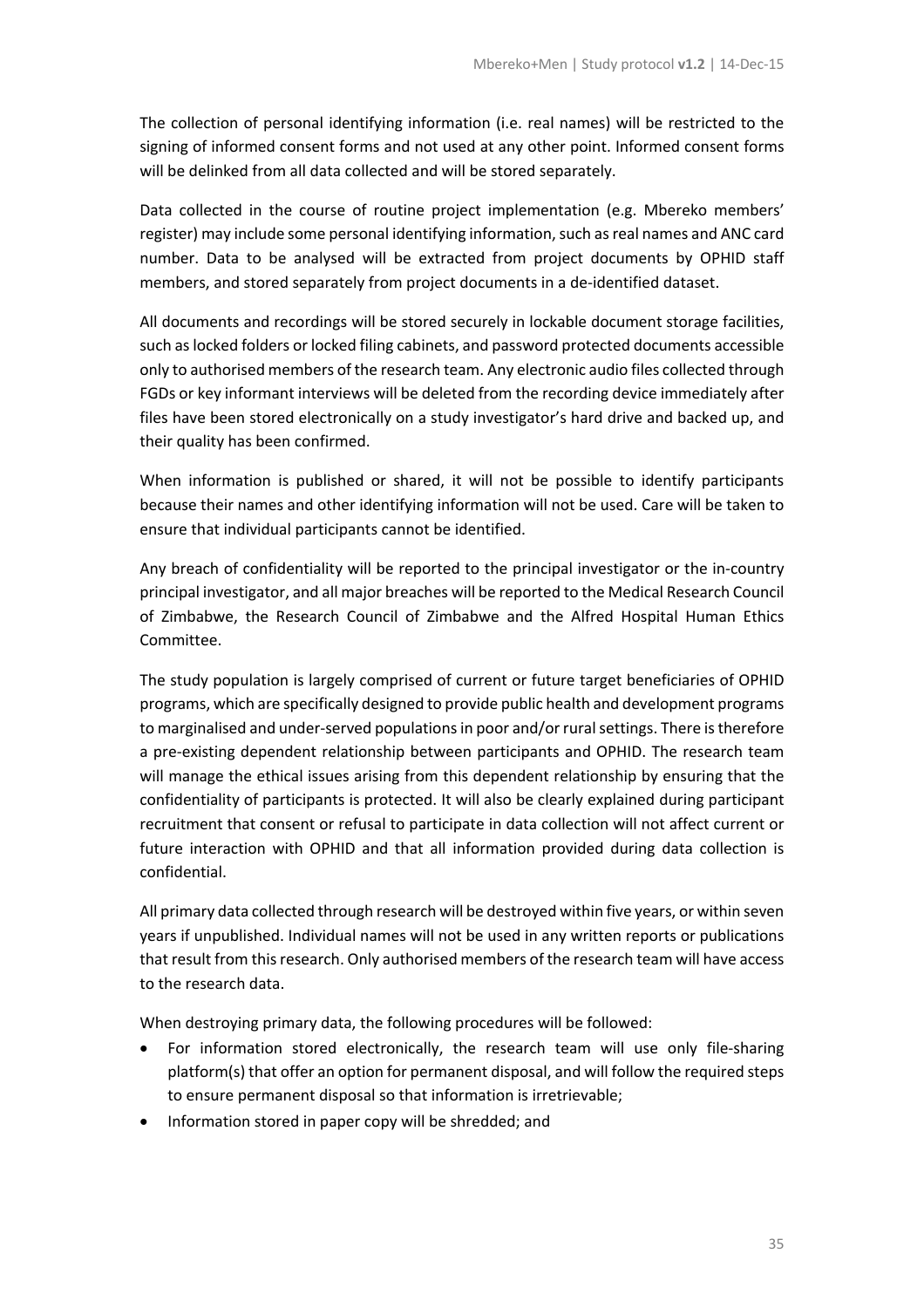The collection of personal identifying information (i.e. real names) will be restricted to the signing of informed consent forms and not used at any other point. Informed consent forms will be delinked from all data collected and will be stored separately.

Data collected in the course of routine project implementation (e.g. Mbereko members' register) may include some personal identifying information, such as real names and ANC card number. Data to be analysed will be extracted from project documents by OPHID staff members, and stored separately from project documents in a de-identified dataset.

All documents and recordings will be stored securely in lockable document storage facilities, such as locked folders or locked filing cabinets, and password protected documents accessible only to authorised members of the research team. Any electronic audio files collected through FGDs or key informant interviews will be deleted from the recording device immediately after files have been stored electronically on a study investigator's hard drive and backed up, and their quality has been confirmed.

When information is published or shared, it will not be possible to identify participants because their names and other identifying information will not be used. Care will be taken to ensure that individual participants cannot be identified.

Any breach of confidentiality will be reported to the principal investigator or the in-country principal investigator, and all major breaches will be reported to the Medical Research Council of Zimbabwe, the Research Council of Zimbabwe and the Alfred Hospital Human Ethics Committee.

The study population is largely comprised of current or future target beneficiaries of OPHID programs, which are specifically designed to provide public health and development programs to marginalised and under-served populations in poor and/or rural settings. There is therefore a pre-existing dependent relationship between participants and OPHID. The research team will manage the ethical issues arising from this dependent relationship by ensuring that the confidentiality of participants is protected. It will also be clearly explained during participant recruitment that consent or refusal to participate in data collection will not affect current or future interaction with OPHID and that all information provided during data collection is confidential.

All primary data collected through research will be destroyed within five years, or within seven years if unpublished. Individual names will not be used in any written reports or publications that result from this research. Only authorised members of the research team will have access to the research data.

When destroying primary data, the following procedures will be followed:

- For information stored electronically, the research team will use only file-sharing platform(s) that offer an option for permanent disposal, and will follow the required steps to ensure permanent disposal so that information is irretrievable;
- Information stored in paper copy will be shredded; and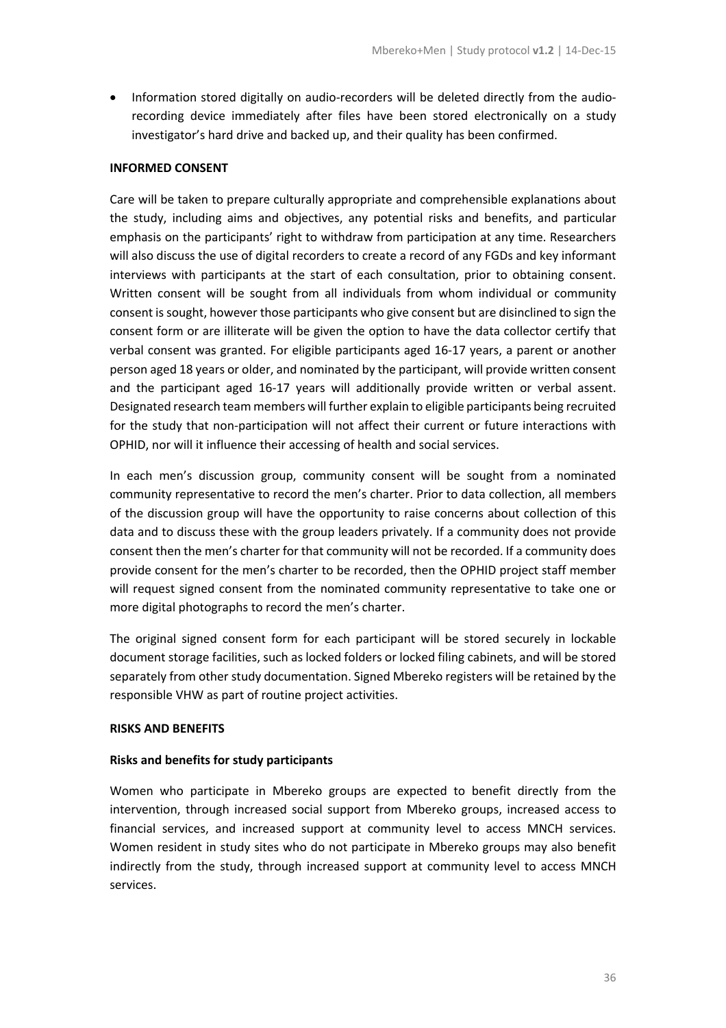- Information stored digitally on audio-recorders will be deleted directly from the audio-recording device immediately after files have been stored electronically on a study investigator's hard drive and backed up, and their quality has been confirmed.

## INFORMED CONSENT

Care will be taken to prepare culturally appropriate and comprehensible explanations about the study, including aims and objectives, any potential risks and benefits, and particular emphasis on the participants' right to withdraw from participation at any time. Researchers will also discuss the use of digital recorders to create a record of any FGDs and key informant interviews with participants at the start of each consultation, prior to obtaining consent. Written consent will be sought from all individuals from whom individual or community consent is sought, however those participants who give consent but are disinclined to sign the consent form or are illiterate will be given the option to have the data collector certify that verbal consent was granted. For eligible participants aged 16-17 years, a parent or another person aged 18 years or older, and nominated by the participant, will provide written consent and the participant aged 16-17 years will additionally provide written or verbal assent. Designated research team members will further explain to eligible participants being recruited for the study that non-participation will not affect their current or future interactions with OPHID, nor will it influence their accessing of health and social services.

In each men's discussion group, community consent will be sought from a nominated community representative to record the men's charter. Prior to data collection, all members of the discussion group will have the opportunity to raise concerns about collection of this data and to discuss these with the group leaders privately. If a community does not provide consent then the men's charter for that community will not be recorded. If a community does provide consent for the men's charter to be recorded, then the OPHID project staff member will request signed consent from the nominated community representative to take one or more digital photographs to record the men's charter.

The original signed consent form for each participant will be stored securely in lockable document storage facilities, such as locked folders or locked filing cabinets, and will be stored separately from other study documentation. Signed Mbereko registers will be retained by the responsible VHW as part of routine project activities.

## RISKS AND BENEFITS

### Risks and benefits for study participants

Women who participate in Mbereko groups are expected to benefit directly from the intervention, through increased social support from Mbereko groups, increased access to financial services, and increased support at community level to access MNCH services. Women resident in study sites who do not participate in Mbereko groups may also benefit indirectly from the study, through increased support at community level to access MNCH services.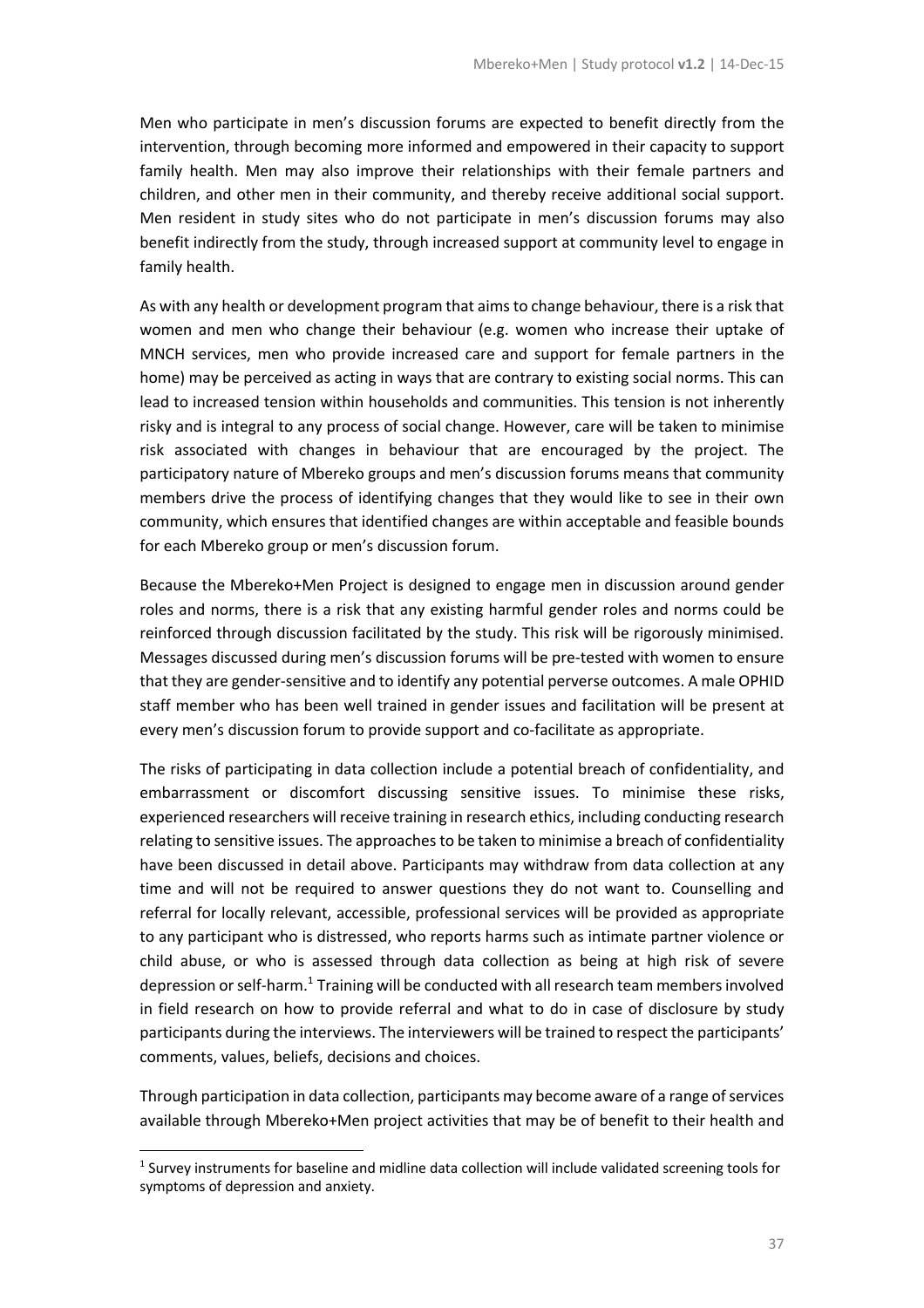Men who participate in men's discussion forums are expected to benefit directly from the intervention, through becoming more informed and empowered in their capacity to support family health. Men may also improve their relationships with their female partners and children, and other men in their community, and thereby receive additional social support. Men resident in study sites who do not participate in men's discussion forums may also benefit indirectly from the study, through increased support at community level to engage in family health.

As with any health or development program that aims to change behaviour, there is a risk that women and men who change their behaviour (e.g. women who increase their uptake of MNCH services, men who provide increased care and support for female partners in the home) may be perceived as acting in ways that are contrary to existing social norms. This can lead to increased tension within households and communities. This tension is not inherently risky and is integral to any process of social change. However, care will be taken to minimise risk associated with changes in behaviour that are encouraged by the project. The participatory nature of Mbereko groups and men's discussion forums means that community members drive the process of identifying changes that they would like to see in their own community, which ensures that identified changes are within acceptable and feasible bounds for each Mbereko group or men's discussion forum.

Because the Mbereko+Men Project is designed to engage men in discussion around gender roles and norms, there is a risk that any existing harmful gender roles and norms could be reinforced through discussion facilitated by the study. This risk will be rigorously minimised. Messages discussed during men's discussion forums will be pre-tested with women to ensure that they are gender-sensitive and to identify any potential perverse outcomes. A male OPHID staff member who has been well trained in gender issues and facilitation will be present at every men's discussion forum to provide support and co-facilitate as appropriate.

The risks of participating in data collection include a potential breach of confidentiality, and embarrassment or discomfort discussing sensitive issues. To minimise these risks, experienced researchers will receive training in research ethics, including conducting research relating to sensitive issues. The approaches to be taken to minimise a breach of confidentiality have been discussed in detail above. Participants may withdraw from data collection at any time and will not be required to answer questions they do not want to. Counselling and referral for locally relevant, accessible, professional services will be provided as appropriate to any participant who is distressed, who reports harms such as intimate partner violence or child abuse, or who is assessed through data collection as being at high risk of severe depression or self-harm.[1] Training will be conducted with all research team members involved in field research on how to provide referral and what to do in case of disclosure by study participants during the interviews. The interviewers will be trained to respect the participants' comments, values, beliefs, decisions and choices.

Through participation in data collection, participants may become aware of a range of services available through Mbereko+Men project activities that may be of benefit to their health and

[1] Survey instruments for baseline and midline data collection will include validated screening tools for symptoms of depression and anxiety.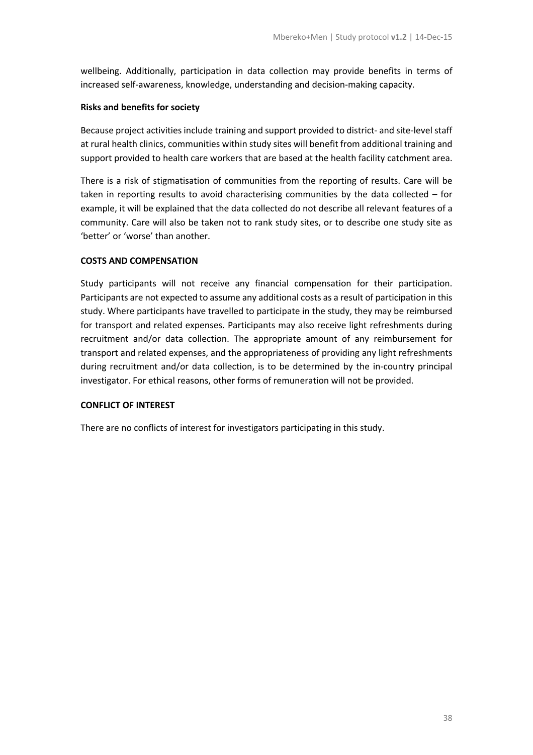wellbeing. Additionally, participation in data collection may provide benefits in terms of increased self-awareness, knowledge, understanding and decision-making capacity.

**Risks and benefits for society**

Because project activities include training and support provided to district- and site-level staff at rural health clinics, communities within study sites will benefit from additional training and support provided to health care workers that are based at the health facility catchment area.

There is a risk of stigmatisation of communities from the reporting of results. Care will be taken in reporting results to avoid characterising communities by the data collected – for example, it will be explained that the data collected do not describe all relevant features of a community. Care will also be taken not to rank study sites, or to describe one study site as 'better' or 'worse' than another.

**COSTS AND COMPENSATION**

Study participants will not receive any financial compensation for their participation. Participants are not expected to assume any additional costs as a result of participation in this study. Where participants have travelled to participate in the study, they may be reimbursed for transport and related expenses. Participants may also receive light refreshments during recruitment and/or data collection. The appropriate amount of any reimbursement for transport and related expenses, and the appropriateness of providing any light refreshments during recruitment and/or data collection, is to be determined by the in-country principal investigator. For ethical reasons, other forms of remuneration will not be provided.

**CONFLICT OF INTEREST**

There are no conflicts of interest for investigators participating in this study.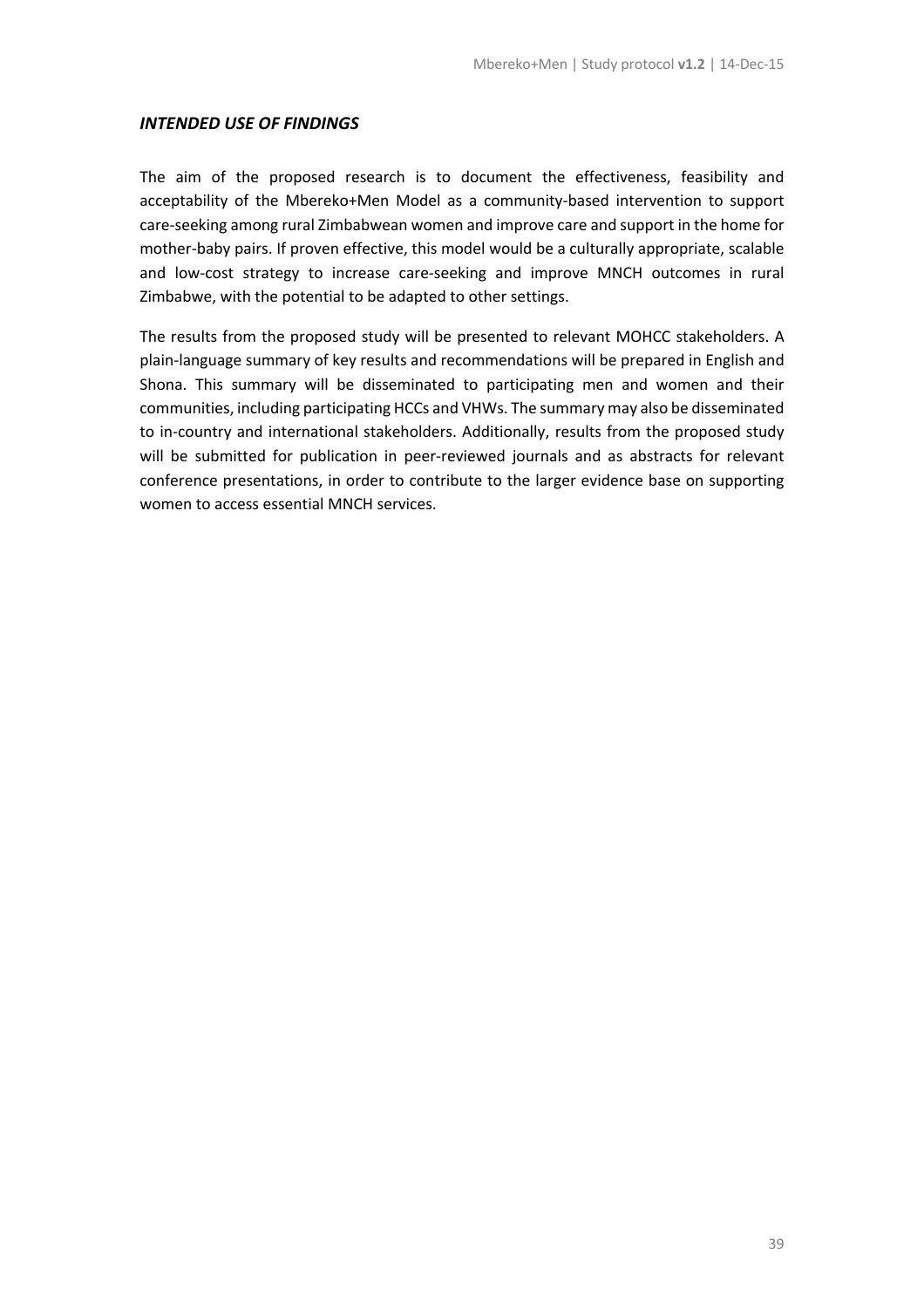### *INTENDED USE OF FINDINGS*

The aim of the proposed research is to document the effectiveness, feasibility and acceptability of the Mbereko+Men Model as a community-based intervention to support care-seeking among rural Zimbabwean women and improve care and support in the home for mother-baby pairs. If proven effective, this model would be a culturally appropriate, scalable and low-cost strategy to increase care-seeking and improve MNCH outcomes in rural Zimbabwe, with the potential to be adapted to other settings.

The results from the proposed study will be presented to relevant MOHCC stakeholders. A plain-language summary of key results and recommendations will be prepared in English and Shona. This summary will be disseminated to participating men and women and their communities, including participating HCCs and VHWs. The summary may also be disseminated to in-country and international stakeholders. Additionally, results from the proposed study will be submitted for publication in peer-reviewed journals and as abstracts for relevant conference presentations, in order to contribute to the larger evidence base on supporting women to access essential MNCH services.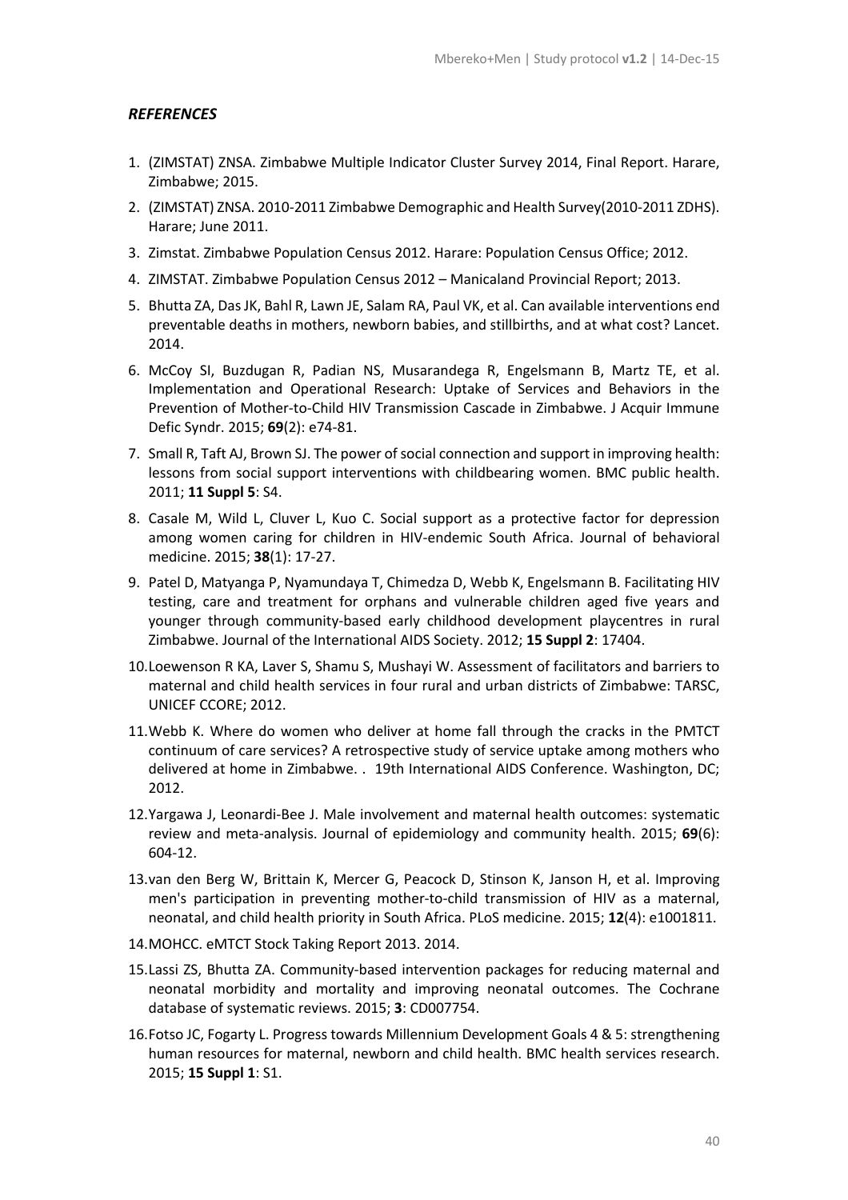### *REFERENCES*

1. (ZIMSTAT) ZNSA. Zimbabwe Multiple Indicator Cluster Survey 2014, Final Report. Harare, Zimbabwe; 2015.
2. (ZIMSTAT) ZNSA. 2010-2011 Zimbabwe Demographic and Health Survey(2010-2011 ZDHS). Harare; June 2011.
3. Zimstat. Zimbabwe Population Census 2012. Harare: Population Census Office; 2012.
4. ZIMSTAT. Zimbabwe Population Census 2012 – Manicaland Provincial Report; 2013.
5. Bhutta ZA, Das JK, Bahl R, Lawn JE, Salam RA, Paul VK, et al. Can available interventions end preventable deaths in mothers, newborn babies, and stillbirths, and at what cost? Lancet. 2014.
6. McCoy SI, Buzdugan R, Padian NS, Musarandega R, Engelsmann B, Martz TE, et al. Implementation and Operational Research: Uptake of Services and Behaviors in the Prevention of Mother-to-Child HIV Transmission Cascade in Zimbabwe. J Acquir Immune Defic Syndr. 2015; **69**(2): e74-81.
7. Small R, Taft AJ, Brown SJ. The power of social connection and support in improving health: lessons from social support interventions with childbearing women. BMC public health. 2011; **11 Suppl 5**: S4.
8. Casale M, Wild L, Cluver L, Kuo C. Social support as a protective factor for depression among women caring for children in HIV-endemic South Africa. Journal of behavioral medicine. 2015; **38**(1): 17-27.
9. Patel D, Matyanga P, Nyamundaya T, Chimedza D, Webb K, Engelsmann B. Facilitating HIV testing, care and treatment for orphans and vulnerable children aged five years and younger through community-based early childhood development playcentres in rural Zimbabwe. Journal of the International AIDS Society. 2012; **15 Suppl 2**: 17404.
10. Loewenson R KA, Laver S, Shamu S, Mushayi W. Assessment of facilitators and barriers to maternal and child health services in four rural and urban districts of Zimbabwe: TARSC, UNICEF CCORE; 2012.
11. Webb K. Where do women who deliver at home fall through the cracks in the PMTCT continuum of care services? A retrospective study of service uptake among mothers who delivered at home in Zimbabwe. . 19th International AIDS Conference. Washington, DC; 2012.
12. Yargawa J, Leonardi-Bee J. Male involvement and maternal health outcomes: systematic review and meta-analysis. Journal of epidemiology and community health. 2015; **69**(6): 604-12.
13. van den Berg W, Brittain K, Mercer G, Peacock D, Stinson K, Janson H, et al. Improving men's participation in preventing mother-to-child transmission of HIV as a maternal, neonatal, and child health priority in South Africa. PLoS medicine. 2015; **12**(4): e1001811.
14. MOHCC. eMTCT Stock Taking Report 2013. 2014.
15. Lassi ZS, Bhutta ZA. Community-based intervention packages for reducing maternal and neonatal morbidity and mortality and improving neonatal outcomes. The Cochrane database of systematic reviews. 2015; **3**: CD007754.
16. Fotso JC, Fogarty L. Progress towards Millennium Development Goals 4 & 5: strengthening human resources for maternal, newborn and child health. BMC health services research. 2015; **15 Suppl 1**: S1.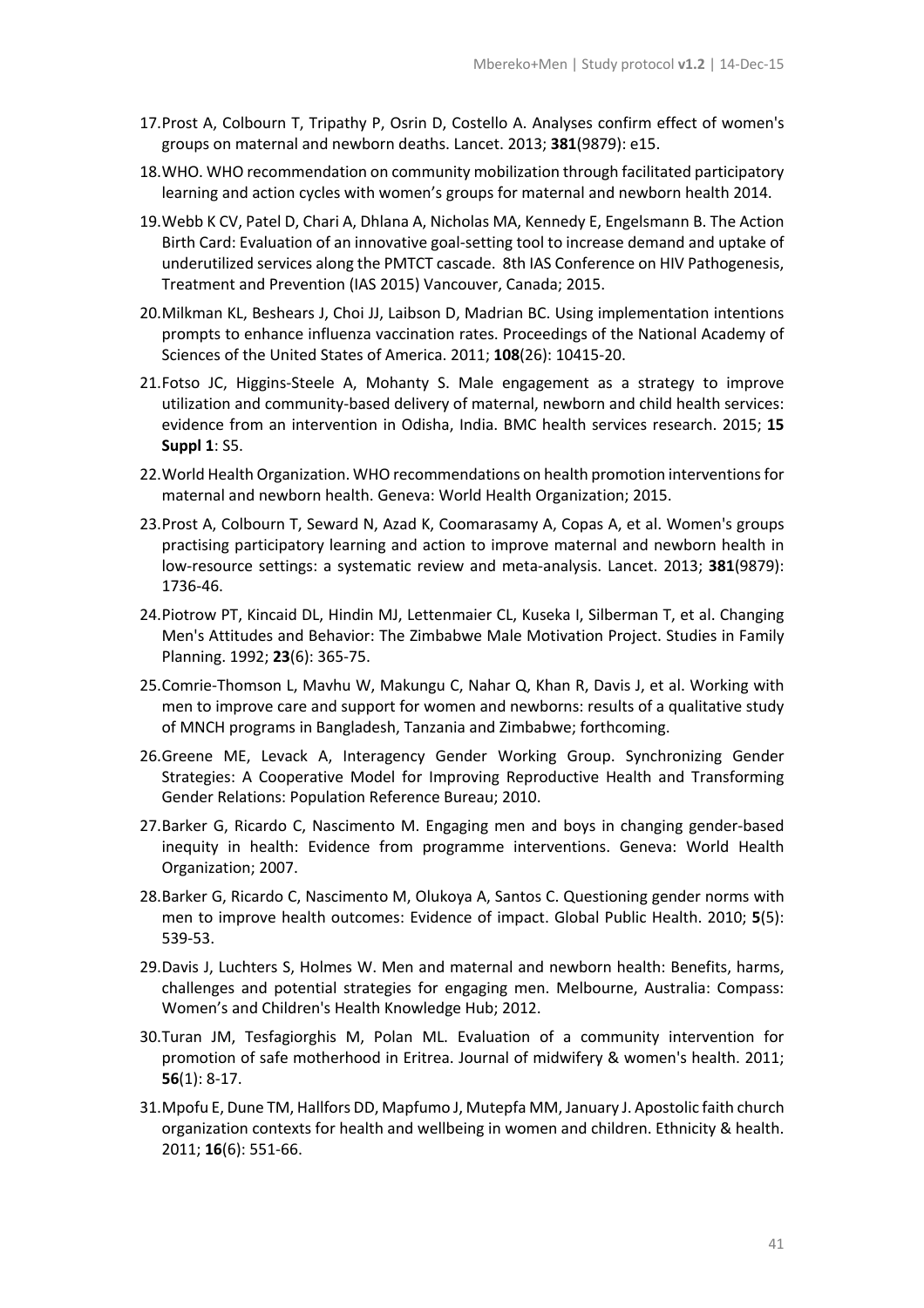17. Prost A, Colbourn T, Tripathy P, Osrin D, Costello A. Analyses confirm effect of women's groups on maternal and newborn deaths. Lancet. 2013; **381**(9879): e15.

18. WHO. WHO recommendation on community mobilization through facilitated participatory learning and action cycles with women's groups for maternal and newborn health 2014.

19. Webb K CV, Patel D, Chari A, Dhlana A, Nicholas MA, Kennedy E, Engelsmann B. The Action Birth Card: Evaluation of an innovative goal-setting tool to increase demand and uptake of underutilized services along the PMTCT cascade. 8th IAS Conference on HIV Pathogenesis, Treatment and Prevention (IAS 2015) Vancouver, Canada; 2015.

20. Milkman KL, Beshears J, Choi JJ, Laibson D, Madrian BC. Using implementation intentions prompts to enhance influenza vaccination rates. Proceedings of the National Academy of Sciences of the United States of America. 2011; **108**(26): 10415-20.

21. Fotso JC, Higgins-Steele A, Mohanty S. Male engagement as a strategy to improve utilization and community-based delivery of maternal, newborn and child health services: evidence from an intervention in Odisha, India. BMC health services research. 2015; **15 Suppl 1**: S5.

22. World Health Organization. WHO recommendations on health promotion interventions for maternal and newborn health. Geneva: World Health Organization; 2015.

23. Prost A, Colbourn T, Seward N, Azad K, Coomarasamy A, Copas A, et al. Women's groups practising participatory learning and action to improve maternal and newborn health in low-resource settings: a systematic review and meta-analysis. Lancet. 2013; **381**(9879): 1736-46.

24. Piotrow PT, Kincaid DL, Hindin MJ, Lettenmaier CL, Kuseka I, Silberman T, et al. Changing Men's Attitudes and Behavior: The Zimbabwe Male Motivation Project. Studies in Family Planning. 1992; **23**(6): 365-75.

25. Comrie-Thomson L, Mavhu W, Makungu C, Nahar Q, Khan R, Davis J, et al. Working with men to improve care and support for women and newborns: results of a qualitative study of MNCH programs in Bangladesh, Tanzania and Zimbabwe; forthcoming.

26. Greene ME, Levack A, Interagency Gender Working Group. Synchronizing Gender Strategies: A Cooperative Model for Improving Reproductive Health and Transforming Gender Relations: Population Reference Bureau; 2010.

27. Barker G, Ricardo C, Nascimento M. Engaging men and boys in changing gender-based inequity in health: Evidence from programme interventions. Geneva: World Health Organization; 2007.

28. Barker G, Ricardo C, Nascimento M, Olukoya A, Santos C. Questioning gender norms with men to improve health outcomes: Evidence of impact. Global Public Health. 2010; **5**(5): 539-53.

29. Davis J, Luchters S, Holmes W. Men and maternal and newborn health: Benefits, harms, challenges and potential strategies for engaging men. Melbourne, Australia: Compass: Women's and Children's Health Knowledge Hub; 2012.

30. Turan JM, Tesfagiorghis M, Polan ML. Evaluation of a community intervention for promotion of safe motherhood in Eritrea. Journal of midwifery & women's health. 2011; **56**(1): 8-17.

31. Mpofu E, Dune TM, Hallfors DD, Mapfumo J, Mutepfa MM, January J. Apostolic faith church organization contexts for health and wellbeing in women and children. Ethnicity & health. 2011; **16**(6): 551-66.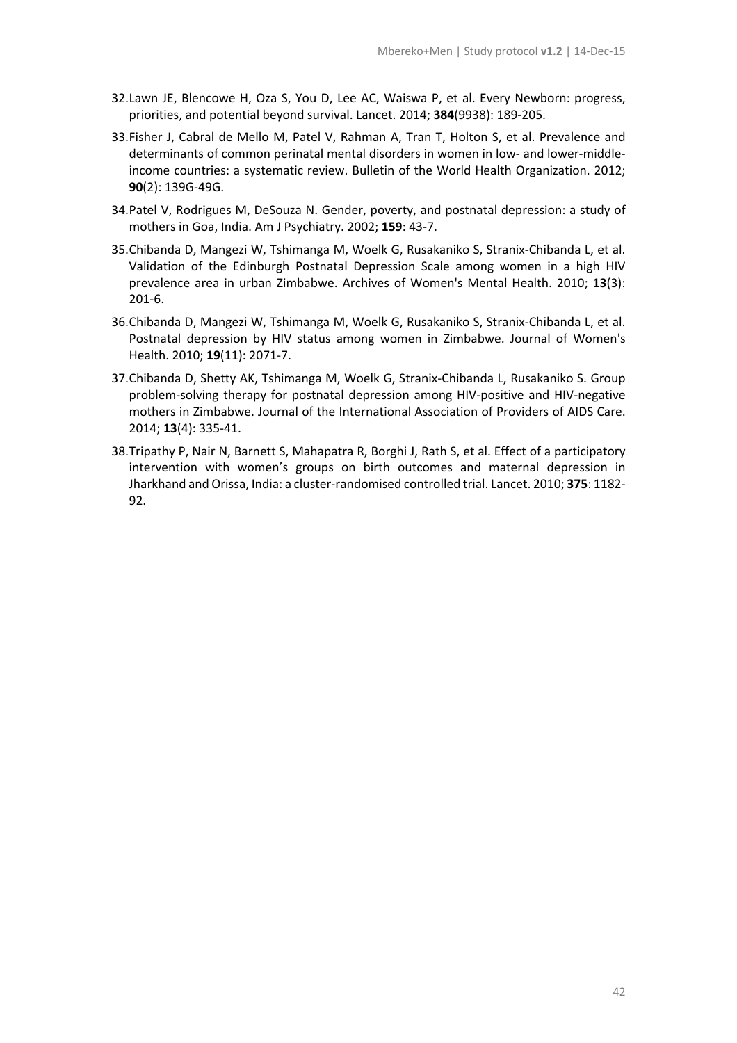32. Lawn JE, Blencowe H, Oza S, You D, Lee AC, Waiswa P, et al. Every Newborn: progress, priorities, and potential beyond survival. Lancet. 2014; **384**(9938): 189-205.

33. Fisher J, Cabral de Mello M, Patel V, Rahman A, Tran T, Holton S, et al. Prevalence and determinants of common perinatal mental disorders in women in low- and lower-middle-income countries: a systematic review. Bulletin of the World Health Organization. 2012; **90**(2): 139G-49G.

34. Patel V, Rodrigues M, DeSouza N. Gender, poverty, and postnatal depression: a study of mothers in Goa, India. Am J Psychiatry. 2002; **159**: 43-7.

35. Chibanda D, Mangezi W, Tshimanga M, Woelk G, Rusakaniko S, Stranix-Chibanda L, et al. Validation of the Edinburgh Postnatal Depression Scale among women in a high HIV prevalence area in urban Zimbabwe. Archives of Women's Mental Health. 2010; **13**(3): 201-6.

36. Chibanda D, Mangezi W, Tshimanga M, Woelk G, Rusakaniko S, Stranix-Chibanda L, et al. Postnatal depression by HIV status among women in Zimbabwe. Journal of Women's Health. 2010; **19**(11): 2071-7.

37. Chibanda D, Shetty AK, Tshimanga M, Woelk G, Stranix-Chibanda L, Rusakaniko S. Group problem-solving therapy for postnatal depression among HIV-positive and HIV-negative mothers in Zimbabwe. Journal of the International Association of Providers of AIDS Care. 2014; **13**(4): 335-41.

38. Tripathy P, Nair N, Barnett S, Mahapatra R, Borghi J, Rath S, et al. Effect of a participatory intervention with women's groups on birth outcomes and maternal depression in Jharkhand and Orissa, India: a cluster-randomised controlled trial. Lancet. 2010; **375**: 1182-92.